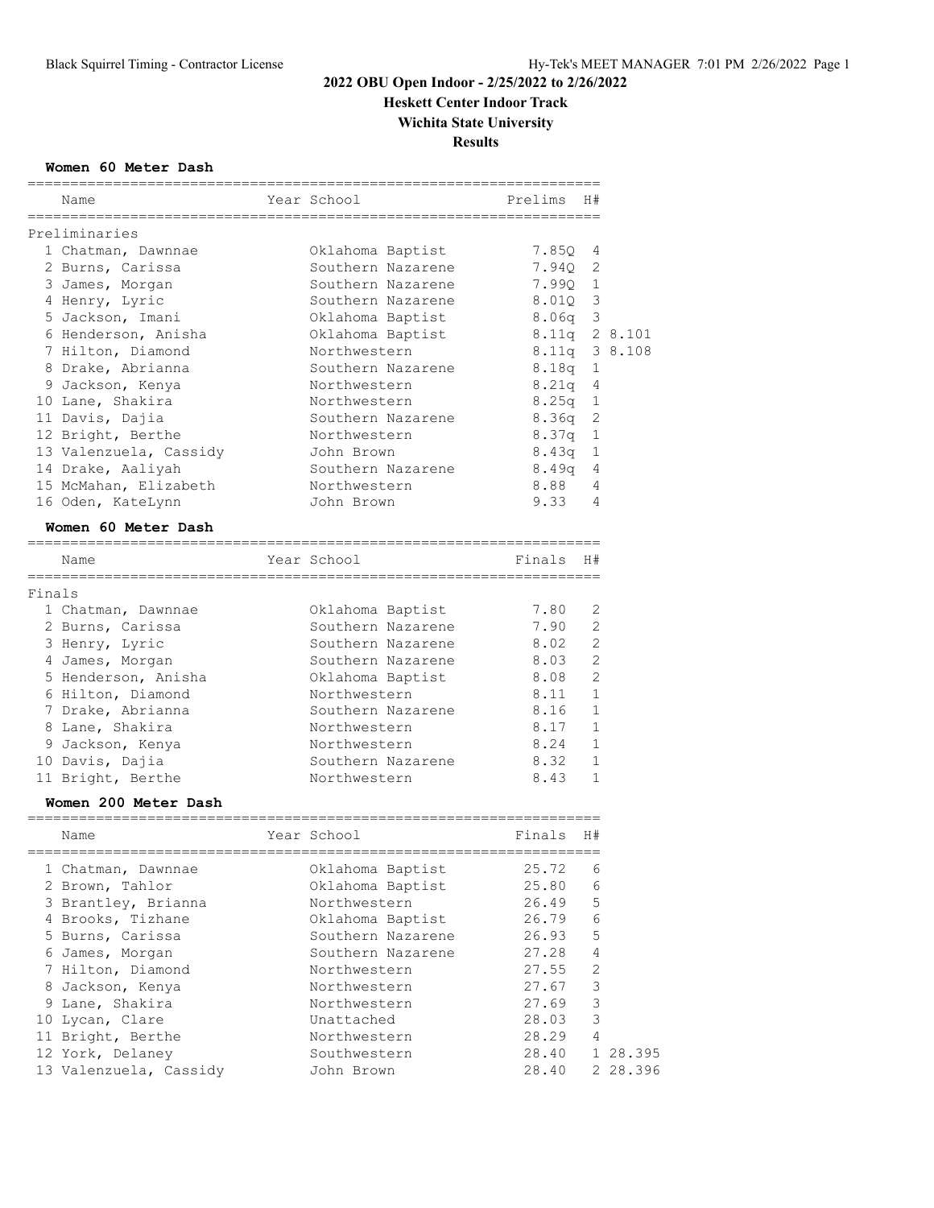# 2022 OBU Open Indoor - 2/25/2022 to 2/26/2022

## Heskett Center Indoor Track

## Wichita State University

## Results

### Women 60 Meter Dash

Preliminaries

| Place | Name | Year | School | Prelims | H# | |
|---|---|---|---|---|---|---|
| 1 | Chatman, Dawnnae | | Oklahoma Baptist | 7.85Q | 4 | |
| 2 | Burns, Carissa | | Southern Nazarene | 7.94Q | 2 | |
| 3 | James, Morgan | | Southern Nazarene | 7.99Q | 1 | |
| 4 | Henry, Lyric | | Southern Nazarene | 8.01Q | 3 | |
| 5 | Jackson, Imani | | Oklahoma Baptist | 8.06q | 3 | |
| 6 | Henderson, Anisha | | Oklahoma Baptist | 8.11q | 2 | 8.101 |
| 7 | Hilton, Diamond | | Northwestern | 8.11q | 3 | 8.108 |
| 8 | Drake, Abrianna | | Southern Nazarene | 8.18q | 1 | |
| 9 | Jackson, Kenya | | Northwestern | 8.21q | 4 | |
| 10 | Lane, Shakira | | Northwestern | 8.25q | 1 | |
| 11 | Davis, Dajia | | Southern Nazarene | 8.36q | 2 | |
| 12 | Bright, Berthe | | Northwestern | 8.37q | 1 | |
| 13 | Valenzuela, Cassidy | | John Brown | 8.43q | 1 | |
| 14 | Drake, Aaliyah | | Southern Nazarene | 8.49q | 4 | |
| 15 | McMahan, Elizabeth | | Northwestern | 8.88 | 4 | |
| 16 | Oden, KateLynn | | John Brown | 9.33 | 4 | |

### Women 60 Meter Dash

Finals

| Place | Name | Year | School | Finals | H# |
|---|---|---|---|---|---|
| 1 | Chatman, Dawnnae | | Oklahoma Baptist | 7.80 | 2 |
| 2 | Burns, Carissa | | Southern Nazarene | 7.90 | 2 |
| 3 | Henry, Lyric | | Southern Nazarene | 8.02 | 2 |
| 4 | James, Morgan | | Southern Nazarene | 8.03 | 2 |
| 5 | Henderson, Anisha | | Oklahoma Baptist | 8.08 | 2 |
| 6 | Hilton, Diamond | | Northwestern | 8.11 | 1 |
| 7 | Drake, Abrianna | | Southern Nazarene | 8.16 | 1 |
| 8 | Lane, Shakira | | Northwestern | 8.17 | 1 |
| 9 | Jackson, Kenya | | Northwestern | 8.24 | 1 |
| 10 | Davis, Dajia | | Southern Nazarene | 8.32 | 1 |
| 11 | Bright, Berthe | | Northwestern | 8.43 | 1 |

### Women 200 Meter Dash

| Place | Name | Year | School | Finals | H# | |
|---|---|---|---|---|---|---|
| 1 | Chatman, Dawnnae | | Oklahoma Baptist | 25.72 | 6 | |
| 2 | Brown, Tahlor | | Oklahoma Baptist | 25.80 | 6 | |
| 3 | Brantley, Brianna | | Northwestern | 26.49 | 5 | |
| 4 | Brooks, Tizhane | | Oklahoma Baptist | 26.79 | 6 | |
| 5 | Burns, Carissa | | Southern Nazarene | 26.93 | 5 | |
| 6 | James, Morgan | | Southern Nazarene | 27.28 | 4 | |
| 7 | Hilton, Diamond | | Northwestern | 27.55 | 2 | |
| 8 | Jackson, Kenya | | Northwestern | 27.67 | 3 | |
| 9 | Lane, Shakira | | Northwestern | 27.69 | 3 | |
| 10 | Lycan, Clare | | Unattached | 28.03 | 3 | |
| 11 | Bright, Berthe | | Northwestern | 28.29 | 4 | |
| 12 | York, Delaney | | Southwestern | 28.40 | 1 | 28.395 |
| 13 | Valenzuela, Cassidy | | John Brown | 28.40 | 2 | 28.396 |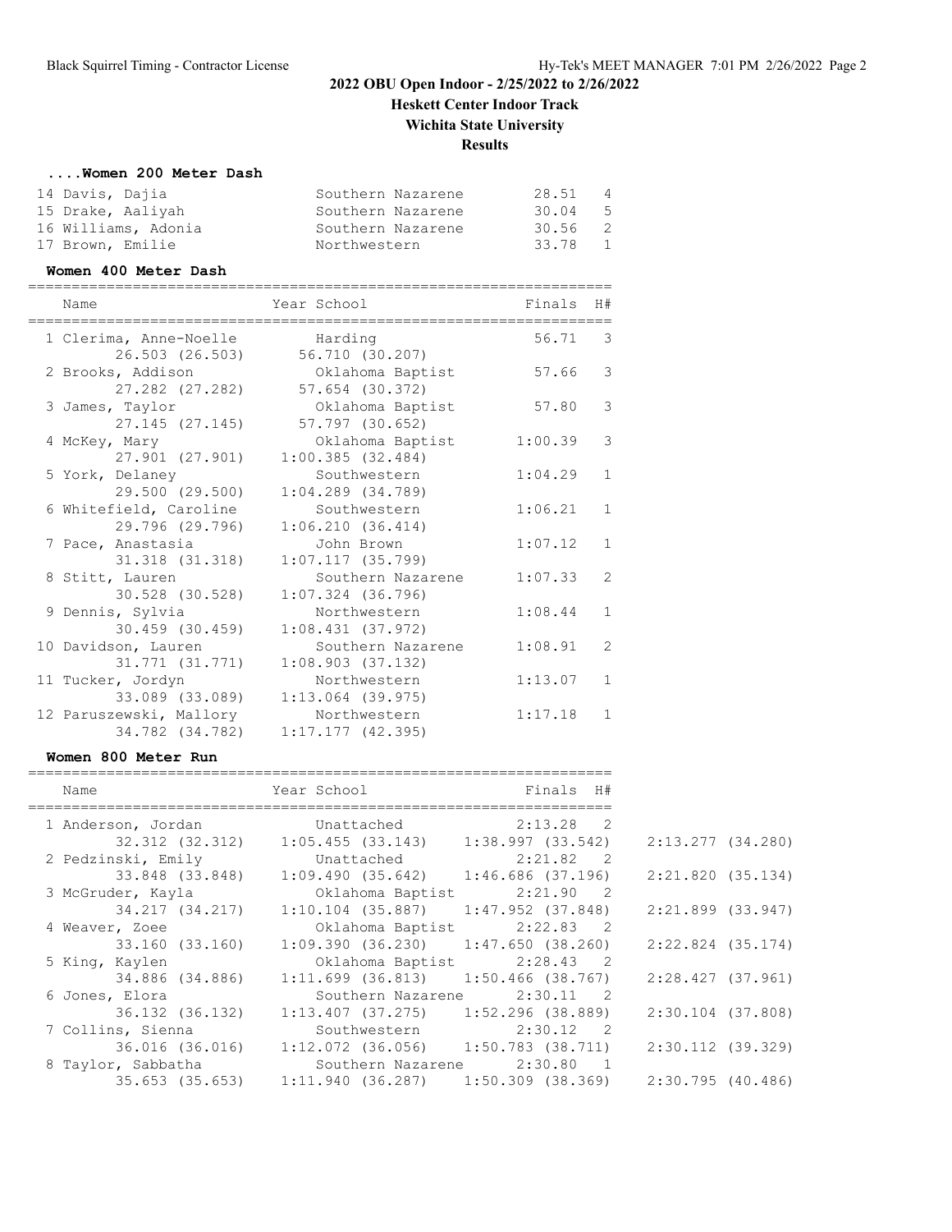## 2022 OBU Open Indoor - 2/25/2022 to 2/26/2022

### Heskett Center Indoor Track

### Wichita State University

### Results

#### ....Women 200 Meter Dash

| Place | Name | School | Finals | H# |
|---|---|---|---|---|
| 14 | Davis, Dajia | Southern Nazarene | 28.51 | 4 |
| 15 | Drake, Aaliyah | Southern Nazarene | 30.04 | 5 |
| 16 | Williams, Adonia | Southern Nazarene | 30.56 | 2 |
| 17 | Brown, Emilie | Northwestern | 33.78 | 1 |

#### Women 400 Meter Dash

| Place | Name | Year School | Finals | H# | Splits |
|---|---|---|---|---|---|
| 1 | Clerima, Anne-Noelle | Harding | 56.71 | 3 | 26.503 (26.503) 56.710 (30.207) |
| 2 | Brooks, Addison | Oklahoma Baptist | 57.66 | 3 | 27.282 (27.282) 57.654 (30.372) |
| 3 | James, Taylor | Oklahoma Baptist | 57.80 | 3 | 27.145 (27.145) 57.797 (30.652) |
| 4 | McKey, Mary | Oklahoma Baptist | 1:00.39 | 3 | 27.901 (27.901) 1:00.385 (32.484) |
| 5 | York, Delaney | Southwestern | 1:04.29 | 1 | 29.500 (29.500) 1:04.289 (34.789) |
| 6 | Whitefield, Caroline | Southwestern | 1:06.21 | 1 | 29.796 (29.796) 1:06.210 (36.414) |
| 7 | Pace, Anastasia | John Brown | 1:07.12 | 1 | 31.318 (31.318) 1:07.117 (35.799) |
| 8 | Stitt, Lauren | Southern Nazarene | 1:07.33 | 2 | 30.528 (30.528) 1:07.324 (36.796) |
| 9 | Dennis, Sylvia | Northwestern | 1:08.44 | 1 | 30.459 (30.459) 1:08.431 (37.972) |
| 10 | Davidson, Lauren | Southern Nazarene | 1:08.91 | 2 | 31.771 (31.771) 1:08.903 (37.132) |
| 11 | Tucker, Jordyn | Northwestern | 1:13.07 | 1 | 33.089 (33.089) 1:13.064 (39.975) |
| 12 | Paruszewski, Mallory | Northwestern | 1:17.18 | 1 | 34.782 (34.782) 1:17.177 (42.395) |

#### Women 800 Meter Run

| Place | Name | Year School | Finals | H# | Splits |
|---|---|---|---|---|---|
| 1 | Anderson, Jordan | Unattached | 2:13.28 | 2 | 32.312 (32.312) 1:05.455 (33.143) 1:38.997 (33.542) 2:13.277 (34.280) |
| 2 | Pedzinski, Emily | Unattached | 2:21.82 | 2 | 33.848 (33.848) 1:09.490 (35.642) 1:46.686 (37.196) 2:21.820 (35.134) |
| 3 | McGruder, Kayla | Oklahoma Baptist | 2:21.90 | 2 | 34.217 (34.217) 1:10.104 (35.887) 1:47.952 (37.848) 2:21.899 (33.947) |
| 4 | Weaver, Zoee | Oklahoma Baptist | 2:22.83 | 2 | 33.160 (33.160) 1:09.390 (36.230) 1:47.650 (38.260) 2:22.824 (35.174) |
| 5 | King, Kaylen | Oklahoma Baptist | 2:28.43 | 2 | 34.886 (34.886) 1:11.699 (36.813) 1:50.466 (38.767) 2:28.427 (37.961) |
| 6 | Jones, Elora | Southern Nazarene | 2:30.11 | 2 | 36.132 (36.132) 1:13.407 (37.275) 1:52.296 (38.889) 2:30.104 (37.808) |
| 7 | Collins, Sienna | Southwestern | 2:30.12 | 2 | 36.016 (36.016) 1:12.072 (36.056) 1:50.783 (38.711) 2:30.112 (39.329) |
| 8 | Taylor, Sabbatha | Southern Nazarene | 2:30.80 | 1 | 35.653 (35.653) 1:11.940 (36.287) 1:50.309 (38.369) 2:30.795 (40.486) |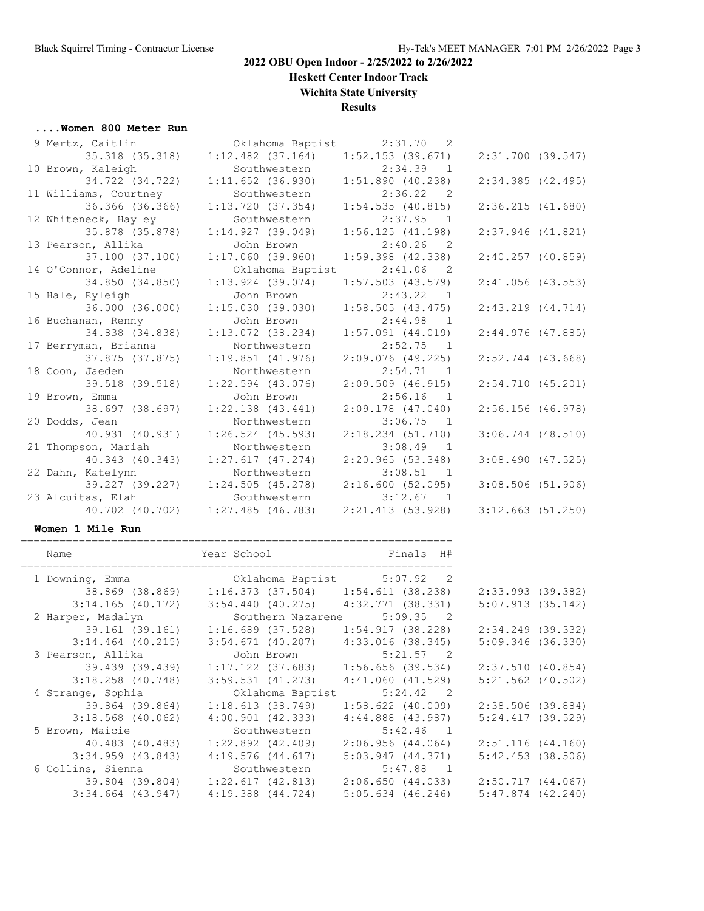## 2022 OBU Open Indoor - 2/25/2022 to 2/26/2022

**Heskett Center Indoor Track**

**Wichita State University**

**Results**

### ....Women 800 Meter Run

| Place | Name | School | Finals | H# |
|---|---|---|---|---|
| 9 | Mertz, Caitlin | Oklahoma Baptist | 2:31.70 | 2 |
| | 35.318 (35.318) | 1:12.482 (37.164) | 1:52.153 (39.671) | 2:31.700 (39.547) |
| 10 | Brown, Kaleigh | Southwestern | 2:34.39 | 1 |
| | 34.722 (34.722) | 1:11.652 (36.930) | 1:51.890 (40.238) | 2:34.385 (42.495) |
| 11 | Williams, Courtney | Southwestern | 2:36.22 | 2 |
| | 36.366 (36.366) | 1:13.720 (37.354) | 1:54.535 (40.815) | 2:36.215 (41.680) |
| 12 | Whiteneck, Hayley | Southwestern | 2:37.95 | 1 |
| | 35.878 (35.878) | 1:14.927 (39.049) | 1:56.125 (41.198) | 2:37.946 (41.821) |
| 13 | Pearson, Allika | John Brown | 2:40.26 | 2 |
| | 37.100 (37.100) | 1:17.060 (39.960) | 1:59.398 (42.338) | 2:40.257 (40.859) |
| 14 | O'Connor, Adeline | Oklahoma Baptist | 2:41.06 | 2 |
| | 34.850 (34.850) | 1:13.924 (39.074) | 1:57.503 (43.579) | 2:41.056 (43.553) |
| 15 | Hale, Ryleigh | John Brown | 2:43.22 | 1 |
| | 36.000 (36.000) | 1:15.030 (39.030) | 1:58.505 (43.475) | 2:43.219 (44.714) |
| 16 | Buchanan, Renny | John Brown | 2:44.98 | 1 |
| | 34.838 (34.838) | 1:13.072 (38.234) | 1:57.091 (44.019) | 2:44.976 (47.885) |
| 17 | Berryman, Brianna | Northwestern | 2:52.75 | 1 |
| | 37.875 (37.875) | 1:19.851 (41.976) | 2:09.076 (49.225) | 2:52.744 (43.668) |
| 18 | Coon, Jaeden | Northwestern | 2:54.71 | 1 |
| | 39.518 (39.518) | 1:22.594 (43.076) | 2:09.509 (46.915) | 2:54.710 (45.201) |
| 19 | Brown, Emma | John Brown | 2:56.16 | 1 |
| | 38.697 (38.697) | 1:22.138 (43.441) | 2:09.178 (47.040) | 2:56.156 (46.978) |
| 20 | Dodds, Jean | Northwestern | 3:06.75 | 1 |
| | 40.931 (40.931) | 1:26.524 (45.593) | 2:18.234 (51.710) | 3:06.744 (48.510) |
| 21 | Thompson, Mariah | Northwestern | 3:08.49 | 1 |
| | 40.343 (40.343) | 1:27.617 (47.274) | 2:20.965 (53.348) | 3:08.490 (47.525) |
| 22 | Dahn, Katelynn | Northwestern | 3:08.51 | 1 |
| | 39.227 (39.227) | 1:24.505 (45.278) | 2:16.600 (52.095) | 3:08.506 (51.906) |
| 23 | Alcuitas, Elah | Southwestern | 3:12.67 | 1 |
| | 40.702 (40.702) | 1:27.485 (46.783) | 2:21.413 (53.928) | 3:12.663 (51.250) |

### Women 1 Mile Run

| Place | Name | Year School | Finals | H# |
|---|---|---|---|---|
| 1 | Downing, Emma | Oklahoma Baptist | 5:07.92 | 2 |
| | 38.869 (38.869) | 1:16.373 (37.504) | 1:54.611 (38.238) | 2:33.993 (39.382) |
| | 3:14.165 (40.172) | 3:54.440 (40.275) | 4:32.771 (38.331) | 5:07.913 (35.142) |
| 2 | Harper, Madalyn | Southern Nazarene | 5:09.35 | 2 |
| | 39.161 (39.161) | 1:16.689 (37.528) | 1:54.917 (38.228) | 2:34.249 (39.332) |
| | 3:14.464 (40.215) | 3:54.671 (40.207) | 4:33.016 (38.345) | 5:09.346 (36.330) |
| 3 | Pearson, Allika | John Brown | 5:21.57 | 2 |
| | 39.439 (39.439) | 1:17.122 (37.683) | 1:56.656 (39.534) | 2:37.510 (40.854) |
| | 3:18.258 (40.748) | 3:59.531 (41.273) | 4:41.060 (41.529) | 5:21.562 (40.502) |
| 4 | Strange, Sophia | Oklahoma Baptist | 5:24.42 | 2 |
| | 39.864 (39.864) | 1:18.613 (38.749) | 1:58.622 (40.009) | 2:38.506 (39.884) |
| | 3:18.568 (40.062) | 4:00.901 (42.333) | 4:44.888 (43.987) | 5:24.417 (39.529) |
| 5 | Brown, Maicie | Southwestern | 5:42.46 | 1 |
| | 40.483 (40.483) | 1:22.892 (42.409) | 2:06.956 (44.064) | 2:51.116 (44.160) |
| | 3:34.959 (43.843) | 4:19.576 (44.617) | 5:03.947 (44.371) | 5:42.453 (38.506) |
| 6 | Collins, Sienna | Southwestern | 5:47.88 | 1 |
| | 39.804 (39.804) | 1:22.617 (42.813) | 2:06.650 (44.033) | 2:50.717 (44.067) |
| | 3:34.664 (43.947) | 4:19.388 (44.724) | 5:05.634 (46.246) | 5:47.874 (42.240) |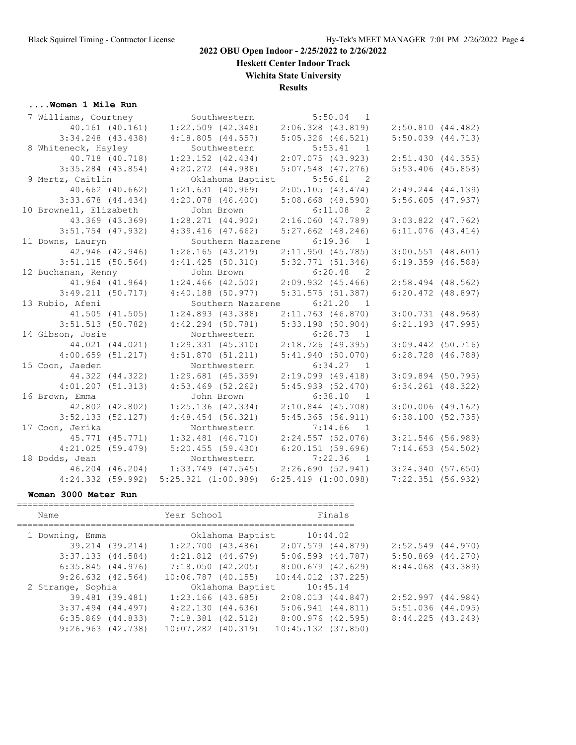# 2022 OBU Open Indoor - 2/25/2022 to 2/26/2022

**Heskett Center Indoor Track**

**Wichita State University**

**Results**

### ....Women 1 Mile Run

```
 7 Williams, Courtney          Southwestern             5:50.04   1
         40.161 (40.161)    1:22.509 (42.348)    2:06.328 (43.819)    2:50.810 (44.482)
       3:34.248 (43.438)    4:18.805 (44.557)    5:05.326 (46.521)    5:50.039 (44.713)
 8 Whiteneck, Hayley           Southwestern             5:53.41   1
         40.718 (40.718)    1:23.152 (42.434)    2:07.075 (43.923)    2:51.430 (44.355)
       3:35.284 (43.854)    4:20.272 (44.988)    5:07.548 (47.276)    5:53.406 (45.858)
 9 Mertz, Caitlin              Oklahoma Baptist         5:56.61   2
         40.662 (40.662)    1:21.631 (40.969)    2:05.105 (43.474)    2:49.244 (44.139)
       3:33.678 (44.434)    4:20.078 (46.400)    5:08.668 (48.590)    5:56.605 (47.937)
10 Brownell, Elizabeth         John Brown               6:11.08   2
         43.369 (43.369)    1:28.271 (44.902)    2:16.060 (47.789)    3:03.822 (47.762)
       3:51.754 (47.932)    4:39.416 (47.662)    5:27.662 (48.246)    6:11.076 (43.414)
11 Downs, Lauryn               Southern Nazarene        6:19.36   1
         42.946 (42.946)    1:26.165 (43.219)    2:11.950 (45.785)    3:00.551 (48.601)
       3:51.115 (50.564)    4:41.425 (50.310)    5:32.771 (51.346)    6:19.359 (46.588)
12 Buchanan, Renny             John Brown               6:20.48   2
         41.964 (41.964)    1:24.466 (42.502)    2:09.932 (45.466)    2:58.494 (48.562)
       3:49.211 (50.717)    4:40.188 (50.977)    5:31.575 (51.387)    6:20.472 (48.897)
13 Rubio, Afeni                Southern Nazarene        6:21.20   1
         41.505 (41.505)    1:24.893 (43.388)    2:11.763 (46.870)    3:00.731 (48.968)
       3:51.513 (50.782)    4:42.294 (50.781)    5:33.198 (50.904)    6:21.193 (47.995)
14 Gibson, Josie               Northwestern             6:28.73   1
         44.021 (44.021)    1:29.331 (45.310)    2:18.726 (49.395)    3:09.442 (50.716)
       4:00.659 (51.217)    4:51.870 (51.211)    5:41.940 (50.070)    6:28.728 (46.788)
15 Coon, Jaeden                Northwestern             6:34.27   1
         44.322 (44.322)    1:29.681 (45.359)    2:19.099 (49.418)    3:09.894 (50.795)
       4:01.207 (51.313)    4:53.469 (52.262)    5:45.939 (52.470)    6:34.261 (48.322)
16 Brown, Emma                 John Brown               6:38.10   1
         42.802 (42.802)    1:25.136 (42.334)    2:10.844 (45.708)    3:00.006 (49.162)
       3:52.133 (52.127)    4:48.454 (56.321)    5:45.365 (56.911)    6:38.100 (52.735)
17 Coon, Jerika                Northwestern             7:14.66   1
         45.771 (45.771)    1:32.481 (46.710)    2:24.557 (52.076)    3:21.546 (56.989)
       4:21.025 (59.479)    5:20.455 (59.430)    6:20.151 (59.696)    7:14.653 (54.502)
18 Dodds, Jean                 Northwestern             7:22.36   1
         46.204 (46.204)    1:33.749 (47.545)    2:26.690 (52.941)    3:24.340 (57.650)
       4:24.332 (59.992)  5:25.321 (1:00.989)  6:25.419 (1:00.098)    7:22.351 (56.932)
```

### Women 3000 Meter Run

```
================================================================
    Name                    Year School                  Finals
================================================================
  1 Downing, Emma                Oklahoma Baptist      10:44.02
         39.214 (39.214)    1:22.700 (43.486)    2:07.579 (44.879)    2:52.549 (44.970)
       3:37.133 (44.584)    4:21.812 (44.679)    5:06.599 (44.787)    5:50.869 (44.270)
       6:35.845 (44.976)    7:18.050 (42.205)    8:00.679 (42.629)    8:44.068 (43.389)
       9:26.632 (42.564)   10:06.787 (40.155)   10:44.012 (37.225)
  2 Strange, Sophia              Oklahoma Baptist      10:45.14
         39.481 (39.481)    1:23.166 (43.685)    2:08.013 (44.847)    2:52.997 (44.984)
       3:37.494 (44.497)    4:22.130 (44.636)    5:06.941 (44.811)    5:51.036 (44.095)
       6:35.869 (44.833)    7:18.381 (42.512)    8:00.976 (42.595)    8:44.225 (43.249)
       9:26.963 (42.738)   10:07.282 (40.319)   10:45.132 (37.850)
```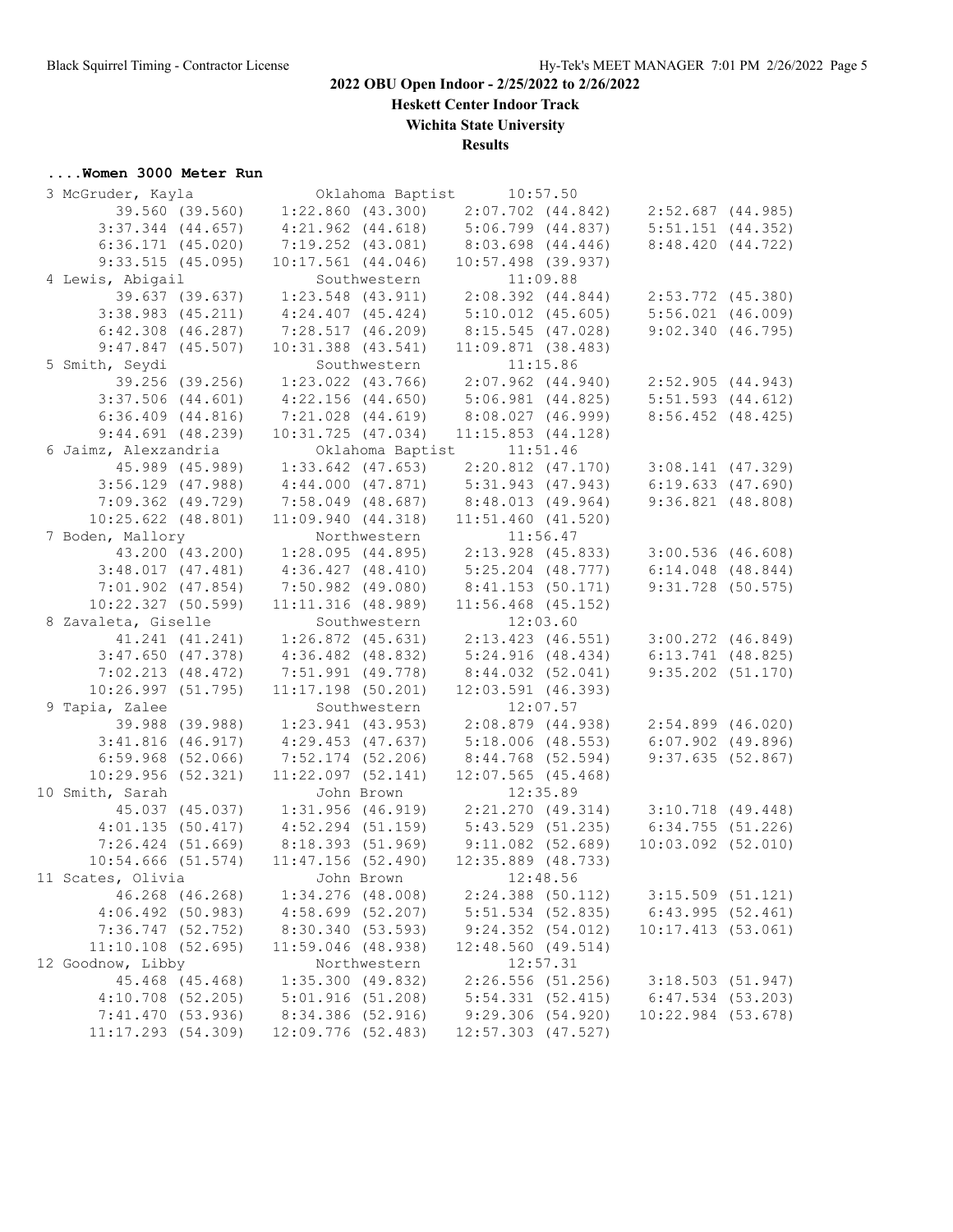# 2022 OBU Open Indoor - 2/25/2022 to 2/26/2022

**Heskett Center Indoor Track**

**Wichita State University**

**Results**

### ....Women 3000 Meter Run

```
  3 McGruder, Kayla            Oklahoma Baptist      10:57.50 
         39.560 (39.560)    1:22.860 (43.300)    2:07.702 (44.842)    2:52.687 (44.985)
       3:37.344 (44.657)    4:21.962 (44.618)    5:06.799 (44.837)    5:51.151 (44.352)
       6:36.171 (45.020)    7:19.252 (43.081)    8:03.698 (44.446)    8:48.420 (44.722)
       9:33.515 (45.095)   10:17.561 (44.046)   10:57.498 (39.937)
  4 Lewis, Abigail             Southwestern          11:09.88 
         39.637 (39.637)    1:23.548 (43.911)    2:08.392 (44.844)    2:53.772 (45.380)
       3:38.983 (45.211)    4:24.407 (45.424)    5:10.012 (45.605)    5:56.021 (46.009)
       6:42.308 (46.287)    7:28.517 (46.209)    8:15.545 (47.028)    9:02.340 (46.795)
       9:47.847 (45.507)   10:31.388 (43.541)   11:09.871 (38.483)
  5 Smith, Seydi               Southwestern          11:15.86 
         39.256 (39.256)    1:23.022 (43.766)    2:07.962 (44.940)    2:52.905 (44.943)
       3:37.506 (44.601)    4:22.156 (44.650)    5:06.981 (44.825)    5:51.593 (44.612)
       6:36.409 (44.816)    7:21.028 (44.619)    8:08.027 (46.999)    8:56.452 (48.425)
       9:44.691 (48.239)   10:31.725 (47.034)   11:15.853 (44.128)
  6 Jaimz, Alexandria          Oklahoma Baptist      11:51.46 
         45.989 (45.989)    1:33.642 (47.653)    2:20.812 (47.170)    3:08.141 (47.329)
       3:56.129 (47.988)    4:44.000 (47.871)    5:31.943 (47.943)    6:19.633 (47.690)
       7:09.362 (49.729)    7:58.049 (48.687)    8:48.013 (49.964)    9:36.821 (48.808)
      10:25.622 (48.801)   11:09.940 (44.318)   11:51.460 (41.520)
  7 Boden, Mallory             Northwestern          11:56.47 
         43.200 (43.200)    1:28.095 (44.895)    2:13.928 (45.833)    3:00.536 (46.608)
       3:48.017 (47.481)    4:36.427 (48.410)    5:25.204 (48.777)    6:14.048 (48.844)
       7:01.902 (47.854)    7:50.982 (49.080)    8:41.153 (50.171)    9:31.728 (50.575)
      10:22.327 (50.599)   11:11.316 (48.989)   11:56.468 (45.152)
  8 Zavaleta, Giselle          Southwestern          12:03.60 
         41.241 (41.241)    1:26.872 (45.631)    2:13.423 (46.551)    3:00.272 (46.849)
       3:47.650 (47.378)    4:36.482 (48.832)    5:24.916 (48.434)    6:13.741 (48.825)
       7:02.213 (48.472)    7:51.991 (49.778)    8:44.032 (52.041)    9:35.202 (51.170)
      10:26.997 (51.795)   11:17.198 (50.201)   12:03.591 (46.393)
  9 Tapia, Zalee               Southwestern          12:07.57 
         39.988 (39.988)    1:23.941 (43.953)    2:08.879 (44.938)    2:54.899 (46.020)
       3:41.816 (46.917)    4:29.453 (47.637)    5:18.006 (48.553)    6:07.902 (49.896)
       6:59.968 (52.066)    7:52.174 (52.206)    8:44.768 (52.594)    9:37.635 (52.867)
      10:29.956 (52.321)   11:22.097 (52.141)   12:07.565 (45.468)
 10 Smith, Sarah               John Brown            12:35.89 
         45.037 (45.037)    1:31.956 (46.919)    2:21.270 (49.314)    3:10.718 (49.448)
       4:01.135 (50.417)    4:52.294 (51.159)    5:43.529 (51.235)    6:34.755 (51.226)
       7:26.424 (51.669)    8:18.393 (51.969)    9:11.082 (52.689)   10:03.092 (52.010)
      10:54.666 (51.574)   11:47.156 (52.490)   12:35.889 (48.733)
 11 Scates, Olivia             John Brown            12:48.56 
         46.268 (46.268)    1:34.276 (48.008)    2:24.388 (50.112)    3:15.509 (51.121)
       4:06.492 (50.983)    4:58.699 (52.207)    5:51.534 (52.835)    6:43.995 (52.461)
       7:36.747 (52.752)    8:30.340 (53.593)    9:24.352 (54.012)   10:17.413 (53.061)
      11:10.108 (52.695)   11:59.046 (48.938)   12:48.560 (49.514)
 12 Goodnow, Libby             Northwestern          12:57.31 
         45.468 (45.468)    1:35.300 (49.832)    2:26.556 (51.256)    3:18.503 (51.947)
       4:10.708 (52.205)    5:01.916 (51.208)    5:54.331 (52.415)    6:47.534 (53.203)
       7:41.470 (53.936)    8:34.386 (52.916)    9:29.306 (54.920)   10:22.984 (53.678)
      11:17.293 (54.309)   12:09.776 (52.483)   12:57.303 (47.527)
```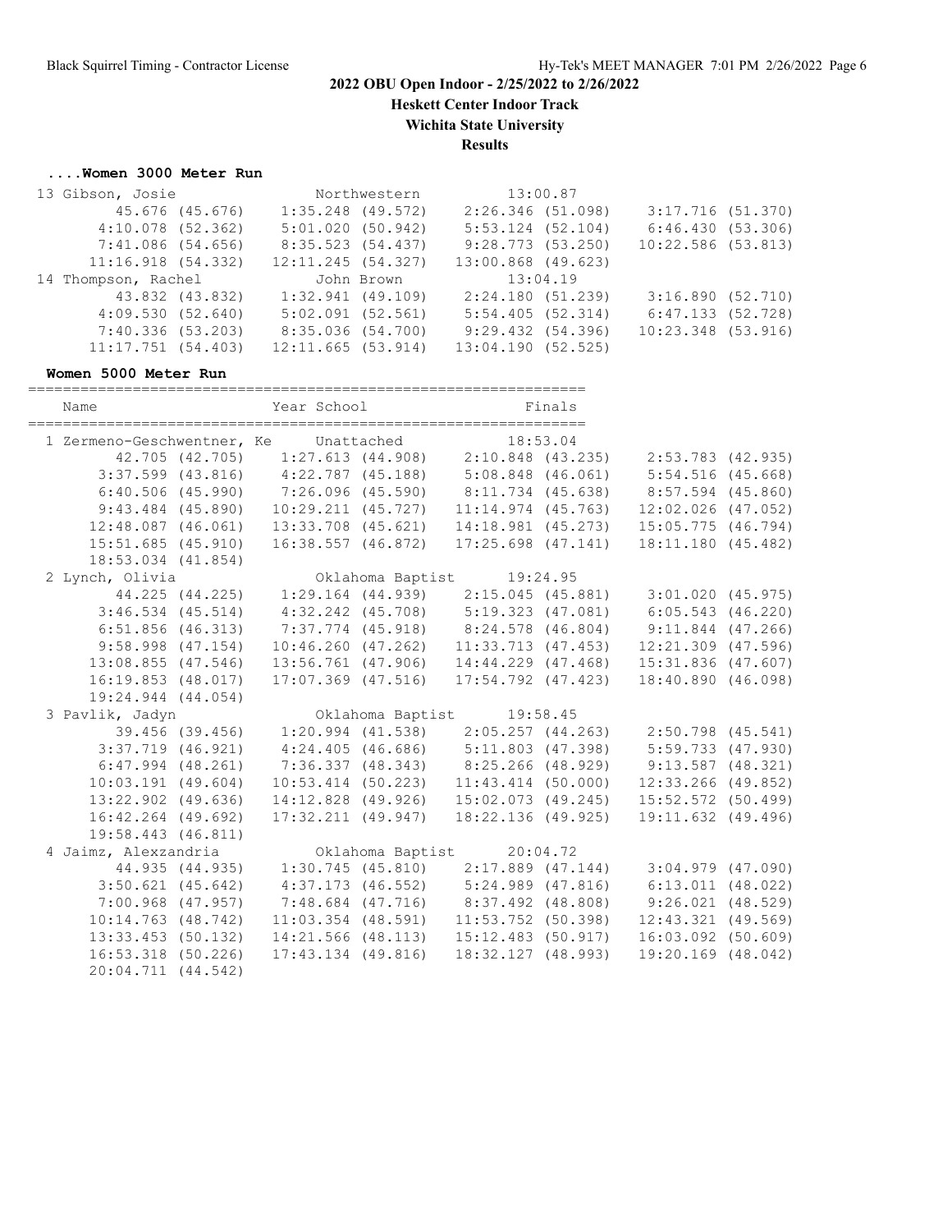## 2022 OBU Open Indoor - 2/25/2022 to 2/26/2022

**Heskett Center Indoor Track**

**Wichita State University**

**Results**

### ....Women 3000 Meter Run

```
 13 Gibson, Josie                  Northwestern             13:00.87
         45.676 (45.676)     1:35.248 (49.572)     2:26.346 (51.098)     3:17.716 (51.370)
       4:10.078 (52.362)     5:01.020 (50.942)     5:53.124 (52.104)     6:46.430 (53.306)
       7:41.086 (54.656)     8:35.523 (54.437)     9:28.773 (53.250)    10:22.586 (53.813)
      11:16.918 (54.332)    12:11.245 (54.327)    13:00.868 (49.623)
 14 Thompson, Rachel               John Brown               13:04.19
         43.832 (43.832)     1:32.941 (49.109)     2:24.180 (51.239)     3:16.890 (52.710)
       4:09.530 (52.640)     5:02.091 (52.561)     5:54.405 (52.314)     6:47.133 (52.728)
       7:40.336 (53.203)     8:35.036 (54.700)     9:29.432 (54.396)    10:23.348 (53.916)
      11:17.751 (54.403)    12:11.665 (53.914)    13:04.190 (52.525)
```

### Women 5000 Meter Run

```
================================================================
    Name                    Year School                  Finals
================================================================
  1 Zermeno-Geschwentner, Ke     Unattached              18:53.04
         42.705 (42.705)     1:27.613 (44.908)     2:10.848 (43.235)     2:53.783 (42.935)
       3:37.599 (43.816)     4:22.787 (45.188)     5:08.848 (46.061)     5:54.516 (45.668)
       6:40.506 (45.990)     7:26.096 (45.590)     8:11.734 (45.638)     8:57.594 (45.860)
       9:43.484 (45.890)    10:29.211 (45.727)    11:14.974 (45.763)    12:02.026 (47.052)
      12:48.087 (46.061)    13:33.708 (45.621)    14:18.981 (45.273)    15:05.775 (46.794)
      15:51.685 (45.910)    16:38.557 (46.872)    17:25.698 (47.141)    18:11.180 (45.482)
      18:53.034 (41.854)
  2 Lynch, Olivia                  Oklahoma Baptist         19:24.95
         44.225 (44.225)     1:29.164 (44.939)     2:15.045 (45.881)     3:01.020 (45.975)
       3:46.534 (45.514)     4:32.242 (45.708)     5:19.323 (47.081)     6:05.543 (46.220)
       6:51.856 (46.313)     7:37.774 (45.918)     8:24.578 (46.804)     9:11.844 (47.266)
       9:58.998 (47.154)    10:46.260 (47.262)    11:33.713 (47.453)    12:21.309 (47.596)
      13:08.855 (47.546)    13:56.761 (47.906)    14:44.229 (47.468)    15:31.836 (47.607)
      16:19.853 (48.017)    17:07.369 (47.516)    17:54.792 (47.423)    18:40.890 (46.098)
      19:24.944 (44.054)
  3 Pavlik, Jadyn                  Oklahoma Baptist         19:58.45
         39.456 (39.456)     1:20.994 (41.538)     2:05.257 (44.263)     2:50.798 (45.541)
       3:37.719 (46.921)     4:24.405 (46.686)     5:11.803 (47.398)     5:59.733 (47.930)
       6:47.994 (48.261)     7:36.337 (48.343)     8:25.266 (48.929)     9:13.587 (48.321)
      10:03.191 (49.604)    10:53.414 (50.223)    11:43.414 (50.000)    12:33.266 (49.852)
      13:22.902 (49.636)    14:12.828 (49.926)    15:02.073 (49.245)    15:52.572 (50.499)
      16:42.264 (49.692)    17:32.211 (49.947)    18:22.136 (49.925)    19:11.632 (49.496)
      19:58.443 (46.811)
  4 Jaimz, Alexandria              Oklahoma Baptist         20:04.72
         44.935 (44.935)     1:30.745 (45.810)     2:17.889 (47.144)     3:04.979 (47.090)
       3:50.621 (45.642)     4:37.173 (46.552)     5:24.989 (47.816)     6:13.011 (48.022)
       7:00.968 (47.957)     7:48.684 (47.716)     8:37.492 (48.808)     9:26.021 (48.529)
      10:14.763 (48.742)    11:03.354 (48.591)    11:53.752 (50.398)    12:43.321 (49.569)
      13:33.453 (50.132)    14:21.566 (48.113)    15:12.483 (50.917)    16:03.092 (50.609)
      16:53.318 (50.226)    17:43.134 (49.816)    18:32.127 (48.993)    19:20.169 (48.042)
      20:04.711 (44.542)
```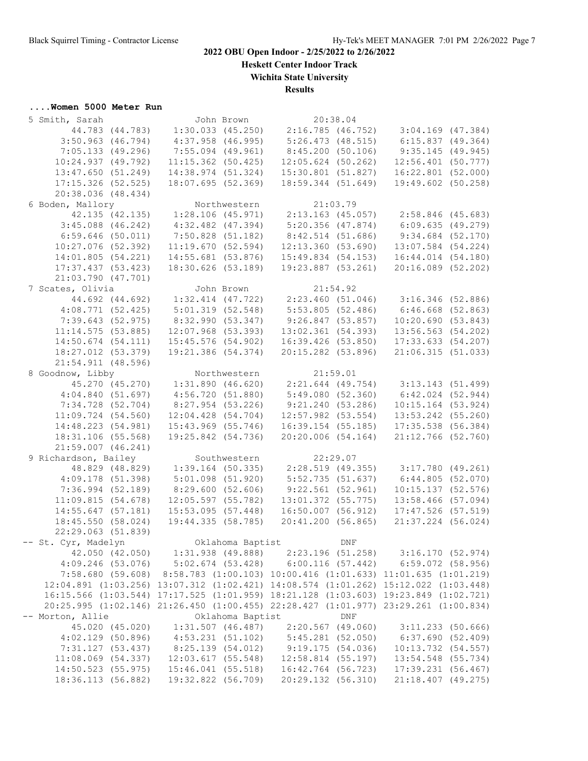# 2022 OBU Open Indoor - 2/25/2022 to 2/26/2022

## Heskett Center Indoor Track

## Wichita State University

## Results

### ....Women 5000 Meter Run

```
  5 Smith, Sarah                 John Brown            20:38.04
         44.783 (44.783)    1:30.033 (45.250)    2:16.785 (46.752)    3:04.169 (47.384)
       3:50.963 (46.794)    4:37.958 (46.995)    5:26.473 (48.515)    6:15.837 (49.364)
       7:05.133 (49.296)    7:55.094 (49.961)    8:45.200 (50.106)    9:35.145 (49.945)
      10:24.937 (49.792)   11:15.362 (50.425)   12:05.624 (50.262)   12:56.401 (50.777)
      13:47.650 (51.249)   14:38.974 (51.324)   15:30.801 (51.827)   16:22.801 (52.000)
      17:15.326 (52.525)   18:07.695 (52.369)   18:59.344 (51.649)   19:49.602 (50.258)
      20:38.036 (48.434)
  6 Boden, Mallory               Northwestern          21:03.79
         42.135 (42.135)    1:28.106 (45.971)    2:13.163 (45.057)    2:58.846 (45.683)
       3:45.088 (46.242)    4:32.482 (47.394)    5:20.356 (47.874)    6:09.635 (49.279)
       6:59.646 (50.011)    7:50.828 (51.182)    8:42.514 (51.686)    9:34.684 (52.170)
      10:27.076 (52.392)   11:19.670 (52.594)   12:13.360 (53.690)   13:07.584 (54.224)
      14:01.805 (54.221)   14:55.681 (53.876)   15:49.834 (54.153)   16:44.014 (54.180)
      17:37.437 (53.423)   18:30.626 (53.189)   19:23.887 (53.261)   20:16.089 (52.202)
      21:03.790 (47.701)
  7 Scates, Olivia               John Brown            21:54.92
         44.692 (44.692)    1:32.414 (47.722)    2:23.460 (51.046)    3:16.346 (52.886)
       4:08.771 (52.425)    5:01.319 (52.548)    5:53.805 (52.486)    6:46.668 (52.863)
       7:39.643 (52.975)    8:32.990 (53.347)    9:26.847 (53.857)   10:20.690 (53.843)
      11:14.575 (53.885)   12:07.968 (53.393)   13:02.361 (54.393)   13:56.563 (54.202)
      14:50.674 (54.111)   15:45.576 (54.902)   16:39.426 (53.850)   17:33.633 (54.207)
      18:27.012 (53.379)   19:21.386 (54.374)   20:15.282 (53.896)   21:06.315 (51.033)
      21:54.911 (48.596)
  8 Goodnow, Libby               Northwestern          21:59.01
         45.270 (45.270)    1:31.890 (46.620)    2:21.644 (49.754)    3:13.143 (51.499)
       4:04.840 (51.697)    4:56.720 (51.880)    5:49.080 (52.360)    6:42.024 (52.944)
       7:34.728 (52.704)    8:27.954 (53.226)    9:21.240 (53.286)   10:15.164 (53.924)
      11:09.724 (54.560)   12:04.428 (54.704)   12:57.982 (53.554)   13:53.242 (55.260)
      14:48.223 (54.981)   15:43.969 (55.746)   16:39.154 (55.185)   17:35.538 (56.384)
      18:31.106 (55.568)   19:25.842 (54.736)   20:20.006 (54.164)   21:12.766 (52.760)
      21:59.007 (46.241)
  9 Richardson, Bailey           Southwestern          22:29.07
         48.829 (48.829)    1:39.164 (50.335)    2:28.519 (49.355)    3:17.780 (49.261)
       4:09.178 (51.398)    5:01.098 (51.920)    5:52.735 (51.637)    6:44.805 (52.070)
       7:36.994 (52.189)    8:29.600 (52.606)    9:22.561 (52.961)   10:15.137 (52.576)
      11:09.815 (54.678)   12:05.597 (55.782)   13:01.372 (55.775)   13:58.466 (57.094)
      14:55.647 (57.181)   15:53.095 (57.448)   16:50.007 (56.912)   17:47.526 (57.519)
      18:45.550 (58.024)   19:44.335 (58.785)   20:41.200 (56.865)   21:37.224 (56.024)
      22:29.063 (51.839)
 -- St. Cyr, Madelyn             Oklahoma Baptist          DNF
         42.050 (42.050)    1:31.938 (49.888)    2:23.196 (51.258)    3:16.170 (52.974)
       4:09.246 (53.076)    5:02.674 (53.428)    6:00.116 (57.442)    6:59.072 (58.956)
       7:58.680 (59.608)  8:58.783 (1:00.103) 10:00.416 (1:01.633) 11:01.635 (1:01.219)
   12:04.891 (1:03.256) 13:07.312 (1:02.421) 14:08.574 (1:01.262) 15:12.022 (1:03.448)
   16:15.566 (1:03.544) 17:17.525 (1:01.959) 18:21.128 (1:03.603) 19:23.849 (1:02.721)
   20:25.995 (1:02.146) 21:26.450 (1:00.455) 22:28.427 (1:01.977) 23:29.261 (1:00.834)
 -- Morton, Allie                Oklahoma Baptist          DNF
         45.020 (45.020)    1:31.507 (46.487)    2:20.567 (49.060)    3:11.233 (50.666)
       4:02.129 (50.896)    4:53.231 (51.102)    5:45.281 (52.050)    6:37.690 (52.409)
       7:31.127 (53.437)    8:25.139 (54.012)    9:19.175 (54.036)   10:13.732 (54.557)
      11:08.069 (54.337)   12:03.617 (55.548)   12:58.814 (55.197)   13:54.548 (55.734)
      14:50.523 (55.975)   15:46.041 (55.518)   16:42.764 (56.723)   17:39.231 (56.467)
      18:36.113 (56.882)   19:32.822 (56.709)   20:29.132 (56.310)   21:18.407 (49.275)
```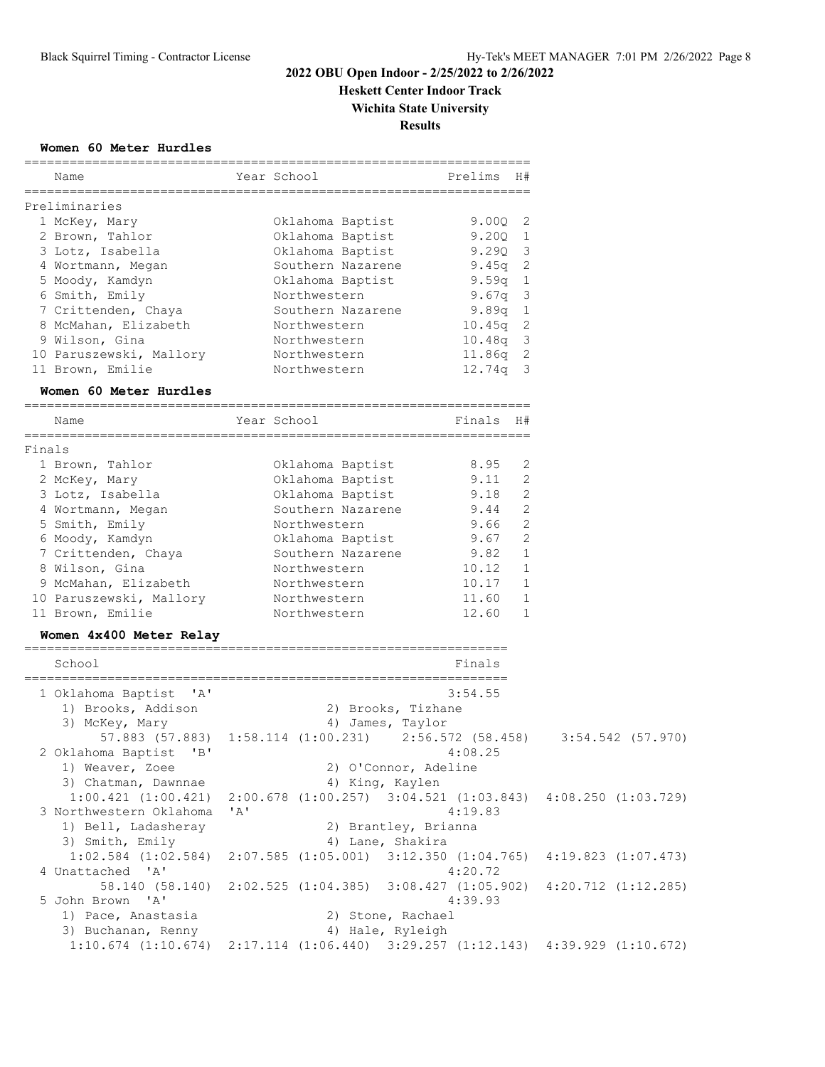# 2022 OBU Open Indoor - 2/25/2022 to 2/26/2022

## Heskett Center Indoor Track

## Wichita State University

## Results

### Women 60 Meter Hurdles

**Preliminaries**

| | Name | Year | School | Prelims | H# |
|---|---|---|---|---|---|
| 1 | McKey, Mary | | Oklahoma Baptist | 9.00Q | 2 |
| 2 | Brown, Tahlor | | Oklahoma Baptist | 9.20Q | 1 |
| 3 | Lotz, Isabella | | Oklahoma Baptist | 9.29Q | 3 |
| 4 | Wortmann, Megan | | Southern Nazarene | 9.45q | 2 |
| 5 | Moody, Kamdyn | | Oklahoma Baptist | 9.59q | 1 |
| 6 | Smith, Emily | | Northwestern | 9.67q | 3 |
| 7 | Crittenden, Chaya | | Southern Nazarene | 9.89q | 1 |
| 8 | McMahan, Elizabeth | | Northwestern | 10.45q | 2 |
| 9 | Wilson, Gina | | Northwestern | 10.48q | 3 |
| 10 | Paruszewski, Mallory | | Northwestern | 11.86q | 2 |
| 11 | Brown, Emilie | | Northwestern | 12.74q | 3 |

### Women 60 Meter Hurdles

**Finals**

| | Name | Year | School | Finals | H# |
|---|---|---|---|---|---|
| 1 | Brown, Tahlor | | Oklahoma Baptist | 8.95 | 2 |
| 2 | McKey, Mary | | Oklahoma Baptist | 9.11 | 2 |
| 3 | Lotz, Isabella | | Oklahoma Baptist | 9.18 | 2 |
| 4 | Wortmann, Megan | | Southern Nazarene | 9.44 | 2 |
| 5 | Smith, Emily | | Northwestern | 9.66 | 2 |
| 6 | Moody, Kamdyn | | Oklahoma Baptist | 9.67 | 2 |
| 7 | Crittenden, Chaya | | Southern Nazarene | 9.82 | 1 |
| 8 | Wilson, Gina | | Northwestern | 10.12 | 1 |
| 9 | McMahan, Elizabeth | | Northwestern | 10.17 | 1 |
| 10 | Paruszewski, Mallory | | Northwestern | 11.60 | 1 |
| 11 | Brown, Emilie | | Northwestern | 12.60 | 1 |

### Women 4x400 Meter Relay

| | School | Finals |
|---|---|---|
| 1 | Oklahoma Baptist 'A' | 3:54.55 |
| 2 | Oklahoma Baptist 'B' | 4:08.25 |
| 3 | Northwestern Oklahoma 'A' | 4:19.83 |
| 4 | Unattached 'A' | 4:20.72 |
| 5 | John Brown 'A' | 4:39.93 |

```
  1 Oklahoma Baptist  'A'                               3:54.55
     1) Brooks, Addison               2) Brooks, Tizhane
     3) McKey, Mary                   4) James, Taylor
          57.883 (57.883)  1:58.114 (1:00.231)    2:56.572 (58.458)    3:54.542 (57.970)
  2 Oklahoma Baptist  'B'                               4:08.25
     1) Weaver, Zoee                  2) O'Connor, Adeline
     3) Chatman, Dawnnae              4) King, Kaylen
      1:00.421 (1:00.421)  2:00.678 (1:00.257)  3:04.521 (1:03.843)  4:08.250 (1:03.729)
  3 Northwestern Oklahoma  'A'                          4:19.83
     1) Bell, Ladasheray              2) Brantley, Brianna
     3) Smith, Emily                  4) Lane, Shakira
      1:02.584 (1:02.584)  2:07.585 (1:05.001)  3:12.350 (1:04.765)  4:19.823 (1:07.473)
  4 Unattached  'A'                                     4:20.72
          58.140 (58.140)  2:02.525 (1:04.385)  3:08.427 (1:05.902)  4:20.712 (1:12.285)
  5 John Brown  'A'                                     4:39.93
     1) Pace, Anastasia               2) Stone, Rachael
     3) Buchanan, Renny               4) Hale, Ryleigh
      1:10.674 (1:10.674)  2:17.114 (1:06.440)  3:29.257 (1:12.143)  4:39.929 (1:10.672)
```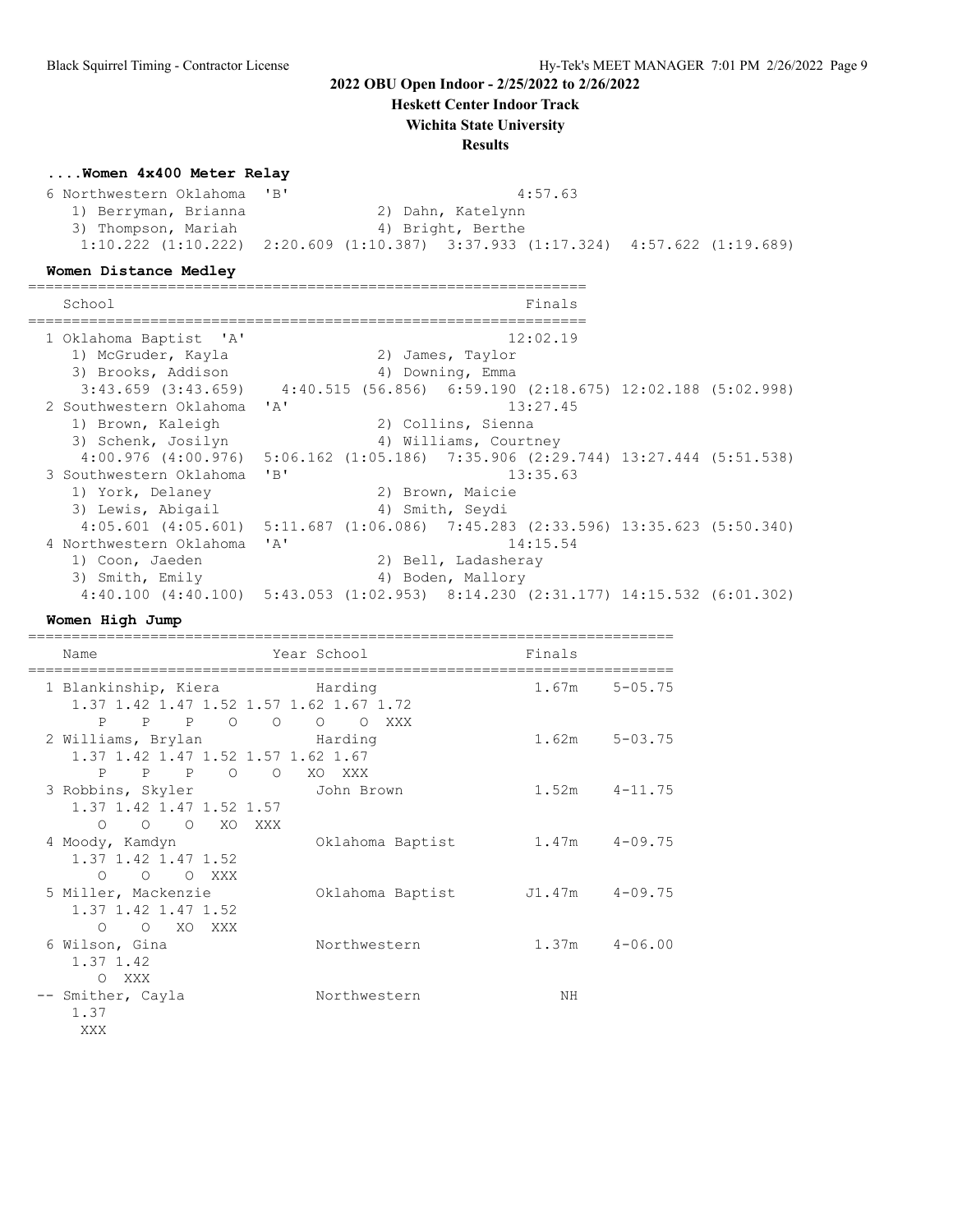**2022 OBU Open Indoor - 2/25/2022 to 2/26/2022**
**Heskett Center Indoor Track**
**Wichita State University**
**Results**

### ....Women 4x400 Meter Relay

```
 6 Northwestern Oklahoma  'B'                          4:57.63
    1) Berryman, Brianna             2) Dahn, Katelynn
    3) Thompson, Mariah              4) Bright, Berthe
     1:10.222 (1:10.222)  2:20.609 (1:10.387)  3:37.933 (1:17.324)  4:57.622 (1:19.689)
```

### Women Distance Medley

```
================================================================
    School                                               Finals
================================================================
  1 Oklahoma Baptist  'A'                              12:02.19
     1) McGruder, Kayla               2) James, Taylor
     3) Brooks, Addison               4) Downing, Emma
      3:43.659 (3:43.659)   4:40.515 (56.856)  6:59.190 (2:18.675) 12:02.188 (5:02.998)
  2 Southwestern Oklahoma  'A'                         13:27.45
     1) Brown, Kaleigh                2) Collins, Sienna
     3) Schenk, Josilyn               4) Williams, Courtney
      4:00.976 (4:00.976)  5:06.162 (1:05.186)  7:35.906 (2:29.744) 13:27.444 (5:51.538)
  3 Southwestern Oklahoma  'B'                         13:35.63
     1) York, Delaney                 2) Brown, Maicie
     3) Lewis, Abigail                4) Smith, Seydi
      4:05.601 (4:05.601)  5:11.687 (1:06.086)  7:45.283 (2:33.596) 13:35.623 (5:50.340)
  4 Northwestern Oklahoma  'A'                         14:15.54
     1) Coon, Jaeden                  2) Bell, Ladasheray
     3) Smith, Emily                  4) Boden, Mallory
      4:40.100 (4:40.100)  5:43.053 (1:02.953)  8:14.230 (2:31.177) 14:15.532 (6:01.302)
```

### Women High Jump

```
=========================================================================
    Name                    Year School                  Finals
=========================================================================
  1 Blankinship, Kiera          Harding                 1.67m    5-05.75
      1.37 1.42 1.47 1.52 1.57 1.62 1.67 1.72
         P    P    P    O    O    O    O  XXX
  2 Williams, Brylan            Harding                 1.62m    5-03.75
      1.37 1.42 1.47 1.52 1.57 1.62 1.67
         P    P    P    O    O   XO  XXX
  3 Robbins, Skyler             John Brown              1.52m    4-11.75
      1.37 1.42 1.47 1.52 1.57
         O    O    O   XO  XXX
  4 Moody, Kamdyn               Oklahoma Baptist        1.47m    4-09.75
      1.37 1.42 1.47 1.52
         O    O    O  XXX
  5 Miller, Mackenzie           Oklahoma Baptist       J1.47m    4-09.75
      1.37 1.42 1.47 1.52
         O    O   XO  XXX
  6 Wilson, Gina                Northwestern            1.37m    4-06.00
      1.37 1.42
         O  XXX
 -- Smither, Cayla              Northwestern               NH
      1.37
       XXX
```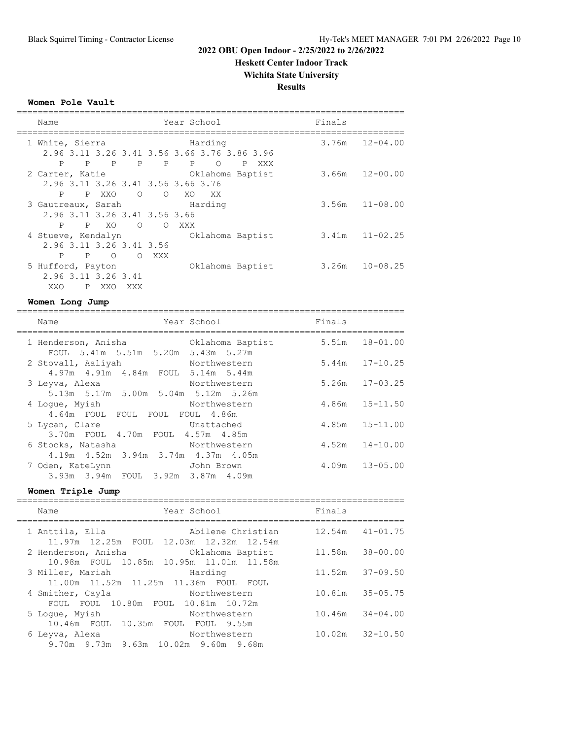# 2022 OBU Open Indoor - 2/25/2022 to 2/26/2022

## Heskett Center Indoor Track

## Wichita State University

## Results

### Women Pole Vault

| Name | Year School | Finals | |
|---|---|---|---|
| 1 White, Sierra | Harding | 3.76m | 12-04.00 |
| 2.96 3.11 3.26 3.41 3.56 3.66 3.76 3.86 3.96 | | | |
| P P P P P P O P XXX | | | |
| 2 Carter, Katie | Oklahoma Baptist | 3.66m | 12-00.00 |
| 2.96 3.11 3.26 3.41 3.56 3.66 3.76 | | | |
| P P XXO O O XO XX | | | |
| 3 Gautreaux, Sarah | Harding | 3.56m | 11-08.00 |
| 2.96 3.11 3.26 3.41 3.56 3.66 | | | |
| P P XO O O XXX | | | |
| 4 Stueve, Kendalyn | Oklahoma Baptist | 3.41m | 11-02.25 |
| 2.96 3.11 3.26 3.41 3.56 | | | |
| P P O O XXX | | | |
| 5 Hufford, Payton | Oklahoma Baptist | 3.26m | 10-08.25 |
| 2.96 3.11 3.26 3.41 | | | |
| XXO P XXO XXX | | | |

### Women Long Jump

| Name | Year School | Finals | |
|---|---|---|---|
| 1 Henderson, Anisha | Oklahoma Baptist | 5.51m | 18-01.00 |
| FOUL 5.41m 5.51m 5.20m 5.43m 5.27m | | | |
| 2 Stovall, Aaliyah | Northwestern | 5.44m | 17-10.25 |
| 4.97m 4.91m 4.84m FOUL 5.14m 5.44m | | | |
| 3 Leyva, Alexa | Northwestern | 5.26m | 17-03.25 |
| 5.13m 5.17m 5.00m 5.04m 5.12m 5.26m | | | |
| 4 Logue, Myiah | Northwestern | 4.86m | 15-11.50 |
| 4.64m FOUL FOUL FOUL FOUL 4.86m | | | |
| 5 Lycan, Clare | Unattached | 4.85m | 15-11.00 |
| 3.70m FOUL 4.70m FOUL 4.57m 4.85m | | | |
| 6 Stocks, Natasha | Northwestern | 4.52m | 14-10.00 |
| 4.19m 4.52m 3.94m 3.74m 4.37m 4.05m | | | |
| 7 Oden, KateLynn | John Brown | 4.09m | 13-05.00 |
| 3.93m 3.94m FOUL 3.92m 3.87m 4.09m | | | |

### Women Triple Jump

| Name | Year School | Finals | |
|---|---|---|---|
| 1 Anttila, Ella | Abilene Christian | 12.54m | 41-01.75 |
| 11.97m 12.25m FOUL 12.03m 12.32m 12.54m | | | |
| 2 Henderson, Anisha | Oklahoma Baptist | 11.58m | 38-00.00 |
| 10.98m FOUL 10.85m 10.95m 11.01m 11.58m | | | |
| 3 Miller, Mariah | Harding | 11.52m | 37-09.50 |
| 11.00m 11.52m 11.25m 11.36m FOUL FOUL | | | |
| 4 Smither, Cayla | Northwestern | 10.81m | 35-05.75 |
| FOUL FOUL 10.80m FOUL 10.81m 10.72m | | | |
| 5 Logue, Myiah | Northwestern | 10.46m | 34-04.00 |
| 10.46m FOUL 10.35m FOUL FOUL 9.55m | | | |
| 6 Leyva, Alexa | Northwestern | 10.02m | 32-10.50 |
| 9.70m 9.73m 9.63m 10.02m 9.60m 9.68m | | | |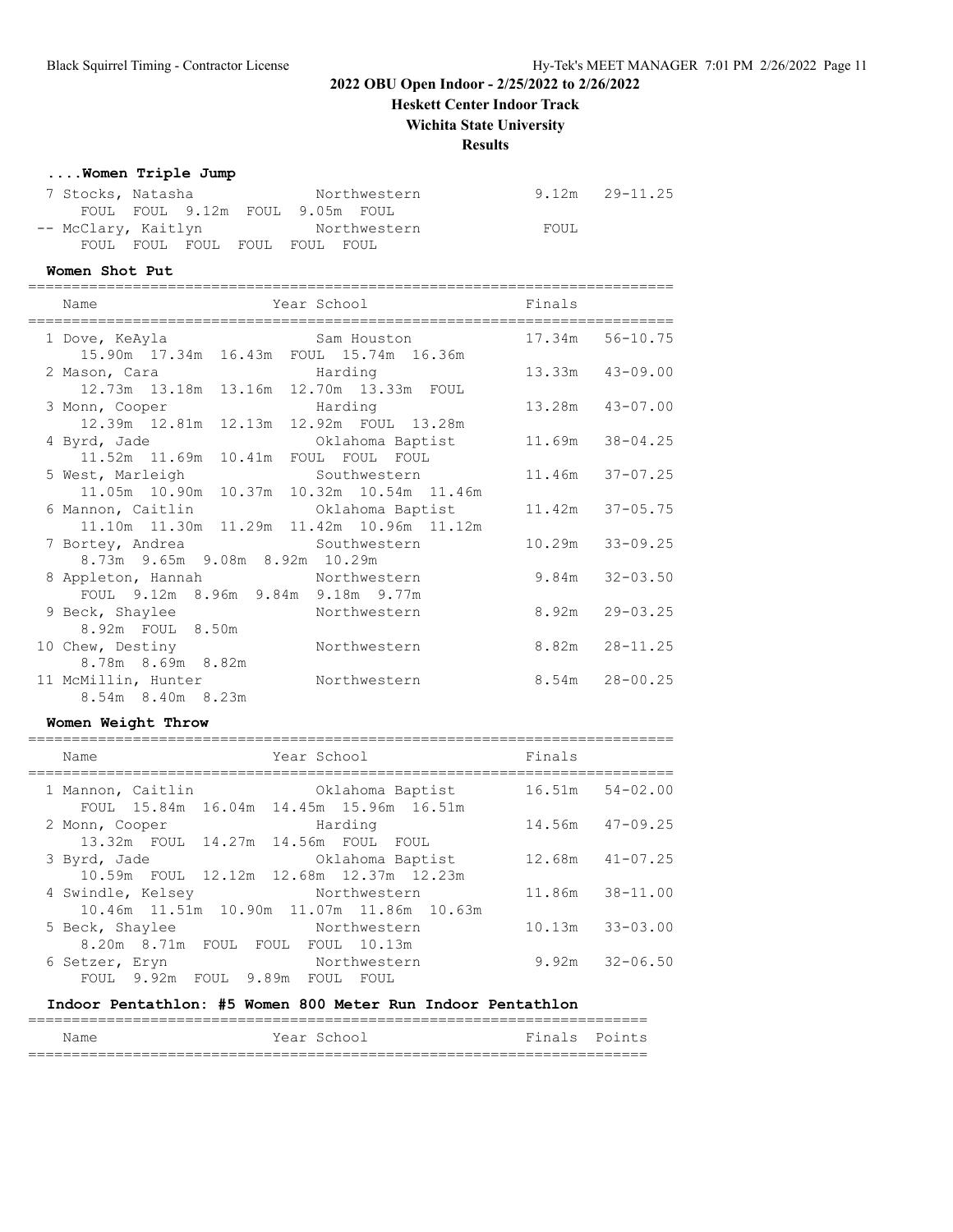# 2022 OBU Open Indoor - 2/25/2022 to 2/26/2022

## Heskett Center Indoor Track

## Wichita State University

## Results

### ....Women Triple Jump

| Place | Name | Year | School | Finals | |
|---|---|---|---|---|---|
| 7 | Stocks, Natasha | | Northwestern | 9.12m | 29-11.25 |
| | FOUL FOUL 9.12m FOUL 9.05m FOUL | | | | |
| -- | McClary, Kaitlyn | | Northwestern | FOUL | |
| | FOUL FOUL FOUL FOUL FOUL FOUL | | | | |

### Women Shot Put

| Place | Name | Year | School | Finals | |
|---|---|---|---|---|---|
| 1 | Dove, KeAyla | | Sam Houston | 17.34m | 56-10.75 |
| | 15.90m 17.34m 16.43m FOUL 15.74m 16.36m | | | | |
| 2 | Mason, Cara | | Harding | 13.33m | 43-09.00 |
| | 12.73m 13.18m 13.16m 12.70m 13.33m FOUL | | | | |
| 3 | Monn, Cooper | | Harding | 13.28m | 43-07.00 |
| | 12.39m 12.81m 12.13m 12.92m FOUL 13.28m | | | | |
| 4 | Byrd, Jade | | Oklahoma Baptist | 11.69m | 38-04.25 |
| | 11.52m 11.69m 10.41m FOUL FOUL FOUL | | | | |
| 5 | West, Marleigh | | Southwestern | 11.46m | 37-07.25 |
| | 11.05m 10.90m 10.37m 10.32m 10.54m 11.46m | | | | |
| 6 | Mannon, Caitlin | | Oklahoma Baptist | 11.42m | 37-05.75 |
| | 11.10m 11.30m 11.29m 11.42m 10.96m 11.12m | | | | |
| 7 | Bortey, Andrea | | Southwestern | 10.29m | 33-09.25 |
| | 8.73m 9.65m 9.08m 8.92m 10.29m | | | | |
| 8 | Appleton, Hannah | | Northwestern | 9.84m | 32-03.50 |
| | FOUL 9.12m 8.96m 9.84m 9.18m 9.77m | | | | |
| 9 | Beck, Shaylee | | Northwestern | 8.92m | 29-03.25 |
| | 8.92m FOUL 8.50m | | | | |
| 10 | Chew, Destiny | | Northwestern | 8.82m | 28-11.25 |
| | 8.78m 8.69m 8.82m | | | | |
| 11 | McMillin, Hunter | | Northwestern | 8.54m | 28-00.25 |
| | 8.54m 8.40m 8.23m | | | | |

### Women Weight Throw

| Place | Name | Year | School | Finals | |
|---|---|---|---|---|---|
| 1 | Mannon, Caitlin | | Oklahoma Baptist | 16.51m | 54-02.00 |
| | FOUL 15.84m 16.04m 14.45m 15.96m 16.51m | | | | |
| 2 | Monn, Cooper | | Harding | 14.56m | 47-09.25 |
| | 13.32m FOUL 14.27m 14.56m FOUL FOUL | | | | |
| 3 | Byrd, Jade | | Oklahoma Baptist | 12.68m | 41-07.25 |
| | 10.59m FOUL 12.12m 12.68m 12.37m 12.23m | | | | |
| 4 | Swindle, Kelsey | | Northwestern | 11.86m | 38-11.00 |
| | 10.46m 11.51m 10.90m 11.07m 11.86m 10.63m | | | | |
| 5 | Beck, Shaylee | | Northwestern | 10.13m | 33-03.00 |
| | 8.20m 8.71m FOUL FOUL FOUL 10.13m | | | | |
| 6 | Setzer, Eryn | | Northwestern | 9.92m | 32-06.50 |
| | FOUL 9.92m FOUL 9.89m FOUL FOUL | | | | |

### Indoor Pentathlon: #5 Women 800 Meter Run Indoor Pentathlon

| Name | Year | School | Finals | Points |
|---|---|---|---|---|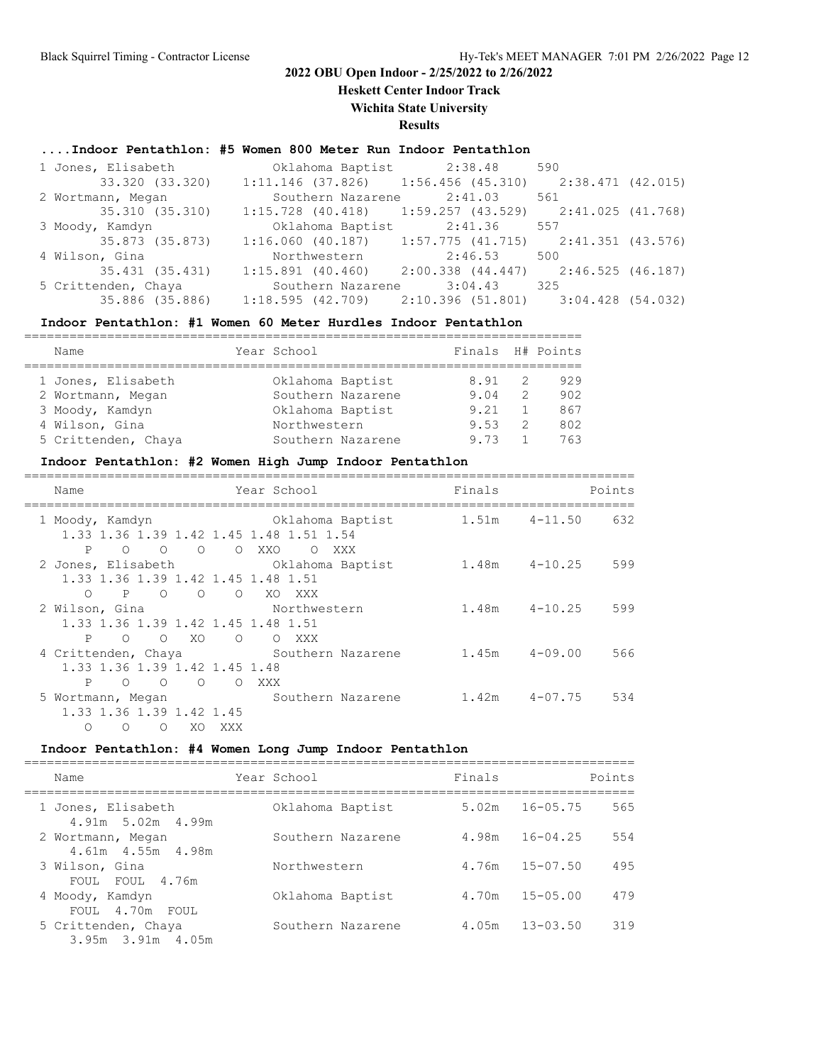## 2022 OBU Open Indoor - 2/25/2022 to 2/26/2022

**Heskett Center Indoor Track**

**Wichita State University**

**Results**

### ....Indoor Pentathlon: #5 Women 800 Meter Run Indoor Pentathlon

| Place | Name | School | Finals | Points |
|---|---|---|---|---|
| 1 | Jones, Elisabeth | Oklahoma Baptist | 2:38.48 | 590 |
| | 33.320 (33.320) | 1:11.146 (37.826) | 1:56.456 (45.310) | 2:38.471 (42.015) |
| 2 | Wortmann, Megan | Southern Nazarene | 2:41.03 | 561 |
| | 35.310 (35.310) | 1:15.728 (40.418) | 1:59.257 (43.529) | 2:41.025 (41.768) |
| 3 | Moody, Kamdyn | Oklahoma Baptist | 2:41.36 | 557 |
| | 35.873 (35.873) | 1:16.060 (40.187) | 1:57.775 (41.715) | 2:41.351 (43.576) |
| 4 | Wilson, Gina | Northwestern | 2:46.53 | 500 |
| | 35.431 (35.431) | 1:15.891 (40.460) | 2:00.338 (44.447) | 2:46.525 (46.187) |
| 5 | Crittenden, Chaya | Southern Nazarene | 3:04.43 | 325 |
| | 35.886 (35.886) | 1:18.595 (42.709) | 2:10.396 (51.801) | 3:04.428 (54.032) |

### Indoor Pentathlon: #1 Women 60 Meter Hurdles Indoor Pentathlon

| Name | Year School | Finals | H# | Points |
|---|---|---|---|---|
| 1 Jones, Elisabeth | Oklahoma Baptist | 8.91 | 2 | 929 |
| 2 Wortmann, Megan | Southern Nazarene | 9.04 | 2 | 902 |
| 3 Moody, Kamdyn | Oklahoma Baptist | 9.21 | 1 | 867 |
| 4 Wilson, Gina | Northwestern | 9.53 | 2 | 802 |
| 5 Crittenden, Chaya | Southern Nazarene | 9.73 | 1 | 763 |

### Indoor Pentathlon: #2 Women High Jump Indoor Pentathlon

| Name | Year School | Finals | | Points |
|---|---|---|---|---|
| 1 Moody, Kamdyn | Oklahoma Baptist | 1.51m | 4-11.50 | 632 |
| 1.33 1.36 1.39 1.42 1.45 1.48 1.51 1.54<br>P O O O O XXO O XXX | | | | |
| 2 Jones, Elisabeth | Oklahoma Baptist | 1.48m | 4-10.25 | 599 |
| 1.33 1.36 1.39 1.42 1.45 1.48 1.51<br>O P O O O XO XXX | | | | |
| 2 Wilson, Gina | Northwestern | 1.48m | 4-10.25 | 599 |
| 1.33 1.36 1.39 1.42 1.45 1.48 1.51<br>P O O XO O O XXX | | | | |
| 4 Crittenden, Chaya | Southern Nazarene | 1.45m | 4-09.00 | 566 |
| 1.33 1.36 1.39 1.42 1.45 1.48<br>P O O O O XXX | | | | |
| 5 Wortmann, Megan | Southern Nazarene | 1.42m | 4-07.75 | 534 |
| 1.33 1.36 1.39 1.42 1.45<br>O O O XO XXX | | | | |

### Indoor Pentathlon: #4 Women Long Jump Indoor Pentathlon

| Name | Year School | Finals | | Points |
|---|---|---|---|---|
| 1 Jones, Elisabeth | Oklahoma Baptist | 5.02m | 16-05.75 | 565 |
| 4.91m 5.02m 4.99m | | | | |
| 2 Wortmann, Megan | Southern Nazarene | 4.98m | 16-04.25 | 554 |
| 4.61m 4.55m 4.98m | | | | |
| 3 Wilson, Gina | Northwestern | 4.76m | 15-07.50 | 495 |
| FOUL FOUL 4.76m | | | | |
| 4 Moody, Kamdyn | Oklahoma Baptist | 4.70m | 15-05.00 | 479 |
| FOUL 4.70m FOUL | | | | |
| 5 Crittenden, Chaya | Southern Nazarene | 4.05m | 13-03.50 | 319 |
| 3.95m 3.91m 4.05m | | | | |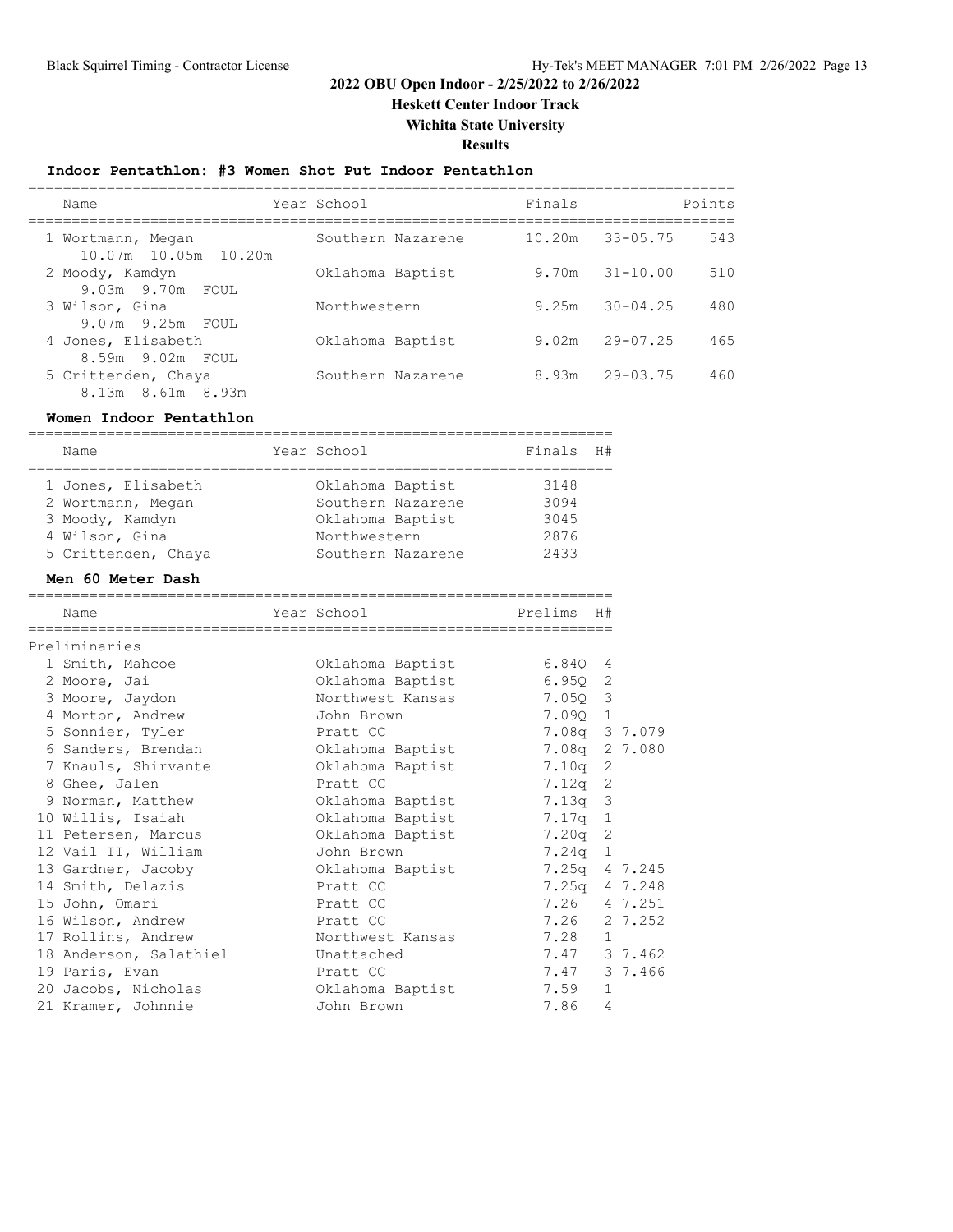# 2022 OBU Open Indoor - 2/25/2022 to 2/26/2022

## Heskett Center Indoor Track

## Wichita State University

## Results

### Indoor Pentathlon: #3 Women Shot Put Indoor Pentathlon

| Name | Year | School | Finals | | Points |
|---|---|---|---|---|---|
| 1 Wortmann, Megan | | Southern Nazarene | 10.20m | 33-05.75 | 543 |
| 10.07m 10.05m 10.20m | | | | | |
| 2 Moody, Kamdyn | | Oklahoma Baptist | 9.70m | 31-10.00 | 510 |
| 9.03m 9.70m FOUL | | | | | |
| 3 Wilson, Gina | | Northwestern | 9.25m | 30-04.25 | 480 |
| 9.07m 9.25m FOUL | | | | | |
| 4 Jones, Elisabeth | | Oklahoma Baptist | 9.02m | 29-07.25 | 465 |
| 8.59m 9.02m FOUL | | | | | |
| 5 Crittenden, Chaya | | Southern Nazarene | 8.93m | 29-03.75 | 460 |
| 8.13m 8.61m 8.93m | | | | | |

### Women Indoor Pentathlon

| Name | Year | School | Finals | H# |
|---|---|---|---|---|
| 1 Jones, Elisabeth | | Oklahoma Baptist | 3148 | |
| 2 Wortmann, Megan | | Southern Nazarene | 3094 | |
| 3 Moody, Kamdyn | | Oklahoma Baptist | 3045 | |
| 4 Wilson, Gina | | Northwestern | 2876 | |
| 5 Crittenden, Chaya | | Southern Nazarene | 2433 | |

### Men 60 Meter Dash

| Name | Year | School | Prelims | H# | |
|---|---|---|---|---|---|
| **Preliminaries** | | | | | |
| 1 Smith, Mahcoe | | Oklahoma Baptist | 6.84Q | 4 | |
| 2 Moore, Jai | | Oklahoma Baptist | 6.95Q | 2 | |
| 3 Moore, Jaydon | | Northwest Kansas | 7.05Q | 3 | |
| 4 Morton, Andrew | | John Brown | 7.09Q | 1 | |
| 5 Sonnier, Tyler | | Pratt CC | 7.08q | 3 | 7.079 |
| 6 Sanders, Brendan | | Oklahoma Baptist | 7.08q | 2 | 7.080 |
| 7 Knauls, Shirvante | | Oklahoma Baptist | 7.10q | 2 | |
| 8 Ghee, Jalen | | Pratt CC | 7.12q | 2 | |
| 9 Norman, Matthew | | Oklahoma Baptist | 7.13q | 3 | |
| 10 Willis, Isaiah | | Oklahoma Baptist | 7.17q | 1 | |
| 11 Petersen, Marcus | | Oklahoma Baptist | 7.20q | 2 | |
| 12 Vail II, William | | John Brown | 7.24q | 1 | |
| 13 Gardner, Jacoby | | Oklahoma Baptist | 7.25q | 4 | 7.245 |
| 14 Smith, Delazis | | Pratt CC | 7.25q | 4 | 7.248 |
| 15 John, Omari | | Pratt CC | 7.26 | 4 | 7.251 |
| 16 Wilson, Andrew | | Pratt CC | 7.26 | 2 | 7.252 |
| 17 Rollins, Andrew | | Northwest Kansas | 7.28 | 1 | |
| 18 Anderson, Salathiel | | Unattached | 7.47 | 3 | 7.462 |
| 19 Paris, Evan | | Pratt CC | 7.47 | 3 | 7.466 |
| 20 Jacobs, Nicholas | | Oklahoma Baptist | 7.59 | 1 | |
| 21 Kramer, Johnnie | | John Brown | 7.86 | 4 | |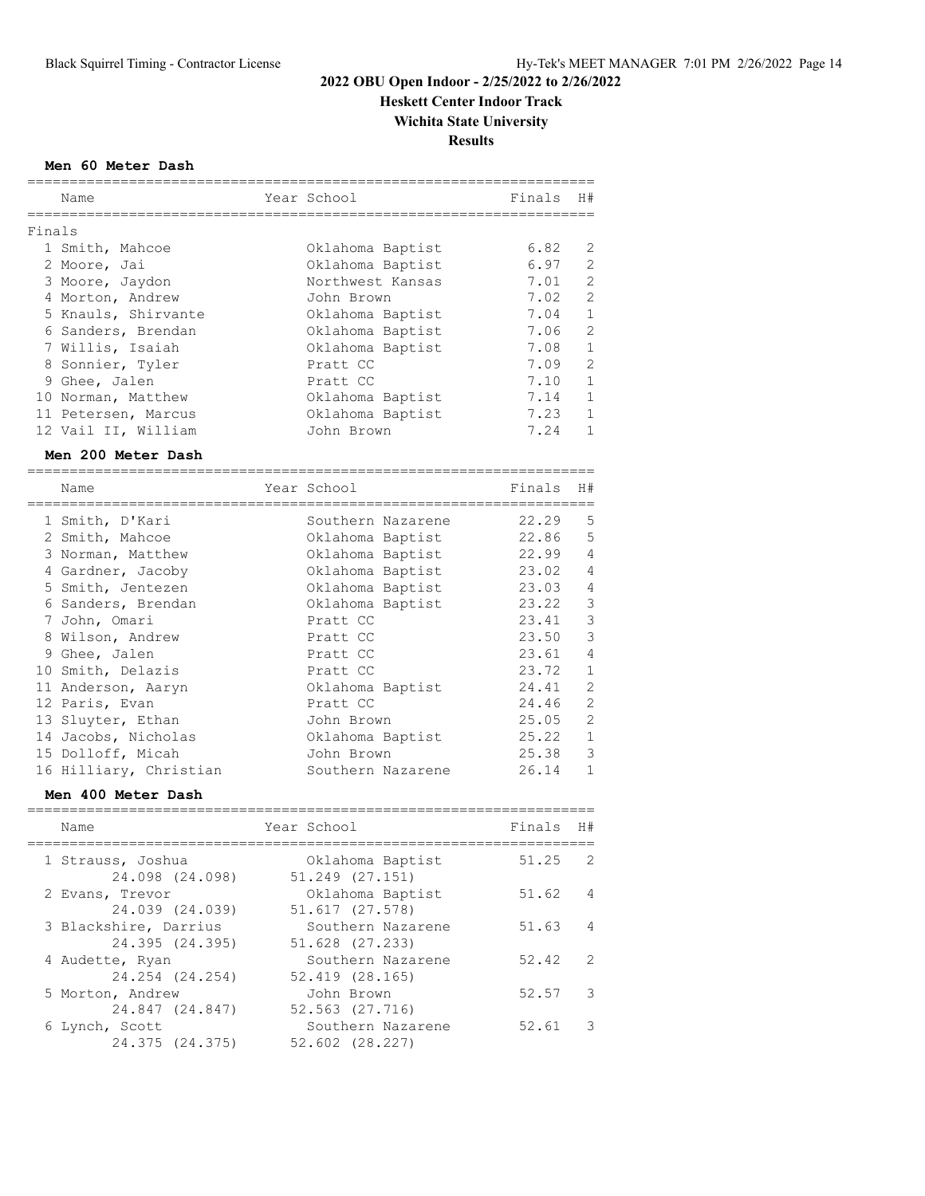# 2022 OBU Open Indoor - 2/25/2022 to 2/26/2022

## Heskett Center Indoor Track

## Wichita State University

## Results

### Men 60 Meter Dash

Finals

| Place | Name | Year | School | Finals | H# |
|---|---|---|---|---|---|
| 1 | Smith, Mahcoe | | Oklahoma Baptist | 6.82 | 2 |
| 2 | Moore, Jai | | Oklahoma Baptist | 6.97 | 2 |
| 3 | Moore, Jaydon | | Northwest Kansas | 7.01 | 2 |
| 4 | Morton, Andrew | | John Brown | 7.02 | 2 |
| 5 | Knauls, Shirvante | | Oklahoma Baptist | 7.04 | 1 |
| 6 | Sanders, Brendan | | Oklahoma Baptist | 7.06 | 2 |
| 7 | Willis, Isaiah | | Oklahoma Baptist | 7.08 | 1 |
| 8 | Sonnier, Tyler | | Pratt CC | 7.09 | 2 |
| 9 | Ghee, Jalen | | Pratt CC | 7.10 | 1 |
| 10 | Norman, Matthew | | Oklahoma Baptist | 7.14 | 1 |
| 11 | Petersen, Marcus | | Oklahoma Baptist | 7.23 | 1 |
| 12 | Vail II, William | | John Brown | 7.24 | 1 |

### Men 200 Meter Dash

| Place | Name | Year | School | Finals | H# |
|---|---|---|---|---|---|
| 1 | Smith, D'Kari | | Southern Nazarene | 22.29 | 5 |
| 2 | Smith, Mahcoe | | Oklahoma Baptist | 22.86 | 5 |
| 3 | Norman, Matthew | | Oklahoma Baptist | 22.99 | 4 |
| 4 | Gardner, Jacoby | | Oklahoma Baptist | 23.02 | 4 |
| 5 | Smith, Jentezen | | Oklahoma Baptist | 23.03 | 4 |
| 6 | Sanders, Brendan | | Oklahoma Baptist | 23.22 | 3 |
| 7 | John, Omari | | Pratt CC | 23.41 | 3 |
| 8 | Wilson, Andrew | | Pratt CC | 23.50 | 3 |
| 9 | Ghee, Jalen | | Pratt CC | 23.61 | 4 |
| 10 | Smith, Delazis | | Pratt CC | 23.72 | 1 |
| 11 | Anderson, Aaryn | | Oklahoma Baptist | 24.41 | 2 |
| 12 | Paris, Evan | | Pratt CC | 24.46 | 2 |
| 13 | Sluyter, Ethan | | John Brown | 25.05 | 2 |
| 14 | Jacobs, Nicholas | | Oklahoma Baptist | 25.22 | 1 |
| 15 | Dolloff, Micah | | John Brown | 25.38 | 3 |
| 16 | Hilliary, Christian | | Southern Nazarene | 26.14 | 1 |

### Men 400 Meter Dash

| Place | Name | Year | School | Finals | H# |
|---|---|---|---|---|---|
| 1 | Strauss, Joshua | | Oklahoma Baptist | 51.25 | 2 |
| | 24.098 (24.098) | | 51.249 (27.151) | | |
| 2 | Evans, Trevor | | Oklahoma Baptist | 51.62 | 4 |
| | 24.039 (24.039) | | 51.617 (27.578) | | |
| 3 | Blackshire, Darrius | | Southern Nazarene | 51.63 | 4 |
| | 24.395 (24.395) | | 51.628 (27.233) | | |
| 4 | Audette, Ryan | | Southern Nazarene | 52.42 | 2 |
| | 24.254 (24.254) | | 52.419 (28.165) | | |
| 5 | Morton, Andrew | | John Brown | 52.57 | 3 |
| | 24.847 (24.847) | | 52.563 (27.716) | | |
| 6 | Lynch, Scott | | Southern Nazarene | 52.61 | 3 |
| | 24.375 (24.375) | | 52.602 (28.227) | | |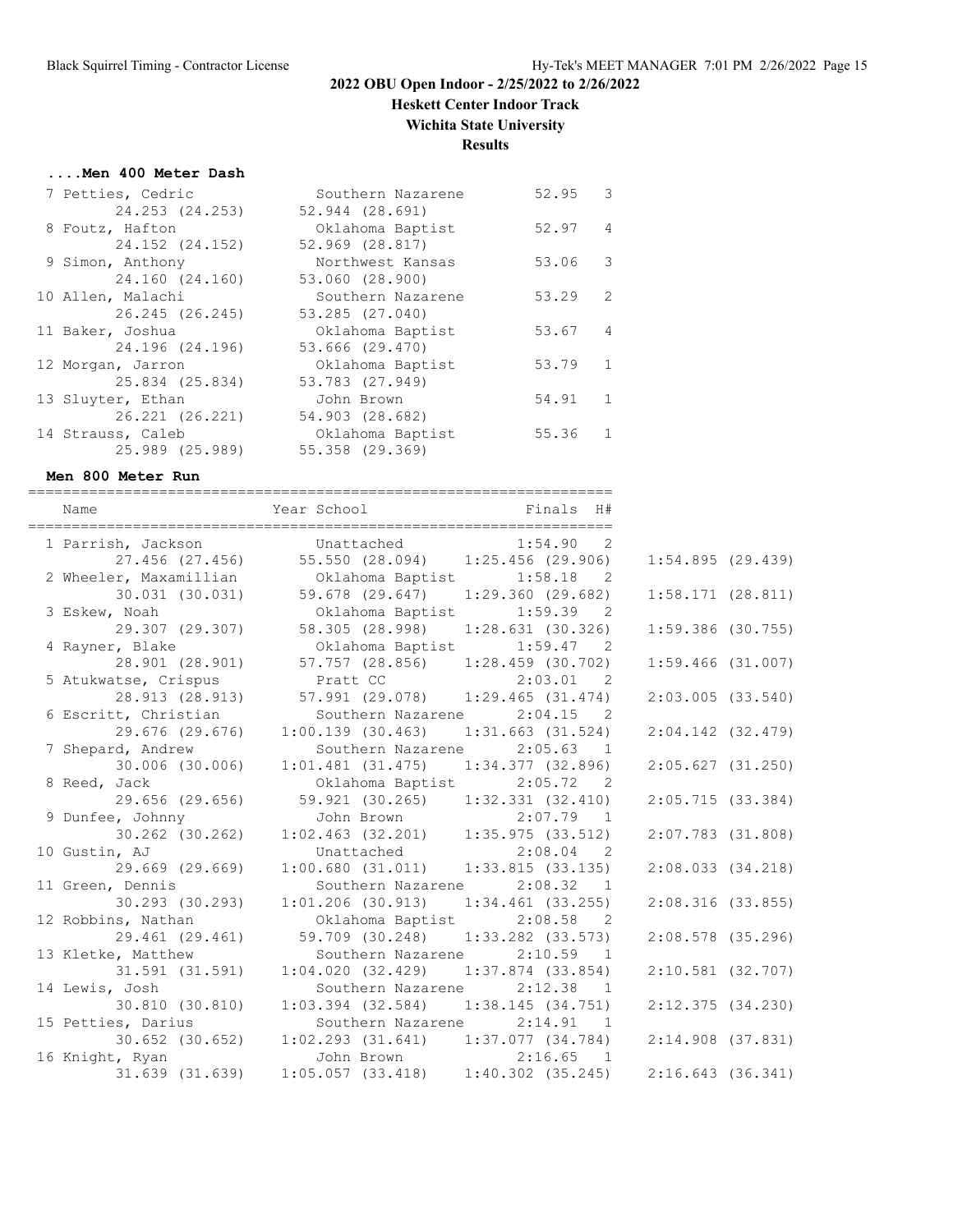## 2022 OBU Open Indoor - 2/25/2022 to 2/26/2022

**Heskett Center Indoor Track**

**Wichita State University**

**Results**

### ....Men 400 Meter Dash

| Place | Name | School | Finals | H# |
|---|---|---|---|---|
| 7 | Petties, Cedric | Southern Nazarene | 52.95 | 3 |
| | 24.253 (24.253) | 52.944 (28.691) | | |
| 8 | Foutz, Hafton | Oklahoma Baptist | 52.97 | 4 |
| | 24.152 (24.152) | 52.969 (28.817) | | |
| 9 | Simon, Anthony | Northwest Kansas | 53.06 | 3 |
| | 24.160 (24.160) | 53.060 (28.900) | | |
| 10 | Allen, Malachi | Southern Nazarene | 53.29 | 2 |
| | 26.245 (26.245) | 53.285 (27.040) | | |
| 11 | Baker, Joshua | Oklahoma Baptist | 53.67 | 4 |
| | 24.196 (24.196) | 53.666 (29.470) | | |
| 12 | Morgan, Jarron | Oklahoma Baptist | 53.79 | 1 |
| | 25.834 (25.834) | 53.783 (27.949) | | |
| 13 | Sluyter, Ethan | John Brown | 54.91 | 1 |
| | 26.221 (26.221) | 54.903 (28.682) | | |
| 14 | Strauss, Caleb | Oklahoma Baptist | 55.36 | 1 |
| | 25.989 (25.989) | 55.358 (29.369) | | |

### Men 800 Meter Run

| Place | Name | Year School | Finals | H# | |
|---|---|---|---|---|---|
| 1 | Parrish, Jackson | Unattached | 1:54.90 | 2 | |
| | 27.456 (27.456) | 55.550 (28.094) | 1:25.456 (29.906) | | 1:54.895 (29.439) |
| 2 | Wheeler, Maxamillian | Oklahoma Baptist | 1:58.18 | 2 | |
| | 30.031 (30.031) | 59.678 (29.647) | 1:29.360 (29.682) | | 1:58.171 (28.811) |
| 3 | Eskew, Noah | Oklahoma Baptist | 1:59.39 | 2 | |
| | 29.307 (29.307) | 58.305 (28.998) | 1:28.631 (30.326) | | 1:59.386 (30.755) |
| 4 | Rayner, Blake | Oklahoma Baptist | 1:59.47 | 2 | |
| | 28.901 (28.901) | 57.757 (28.856) | 1:28.459 (30.702) | | 1:59.466 (31.007) |
| 5 | Atukwatse, Crispus | Pratt CC | 2:03.01 | 2 | |
| | 28.913 (28.913) | 57.991 (29.078) | 1:29.465 (31.474) | | 2:03.005 (33.540) |
| 6 | Escritt, Christian | Southern Nazarene | 2:04.15 | 2 | |
| | 29.676 (29.676) | 1:00.139 (30.463) | 1:31.663 (31.524) | | 2:04.142 (32.479) |
| 7 | Shepard, Andrew | Southern Nazarene | 2:05.63 | 1 | |
| | 30.006 (30.006) | 1:01.481 (31.475) | 1:34.377 (32.896) | | 2:05.627 (31.250) |
| 8 | Reed, Jack | Oklahoma Baptist | 2:05.72 | 2 | |
| | 29.656 (29.656) | 59.921 (30.265) | 1:32.331 (32.410) | | 2:05.715 (33.384) |
| 9 | Dunfee, Johnny | John Brown | 2:07.79 | 1 | |
| | 30.262 (30.262) | 1:02.463 (32.201) | 1:35.975 (33.512) | | 2:07.783 (31.808) |
| 10 | Gustin, AJ | Unattached | 2:08.04 | 2 | |
| | 29.669 (29.669) | 1:00.680 (31.011) | 1:33.815 (33.135) | | 2:08.033 (34.218) |
| 11 | Green, Dennis | Southern Nazarene | 2:08.32 | 1 | |
| | 30.293 (30.293) | 1:01.206 (30.913) | 1:34.461 (33.255) | | 2:08.316 (33.855) |
| 12 | Robbins, Nathan | Oklahoma Baptist | 2:08.58 | 2 | |
| | 29.461 (29.461) | 59.709 (30.248) | 1:33.282 (33.573) | | 2:08.578 (35.296) |
| 13 | Kletke, Matthew | Southern Nazarene | 2:10.59 | 1 | |
| | 31.591 (31.591) | 1:04.020 (32.429) | 1:37.874 (33.854) | | 2:10.581 (32.707) |
| 14 | Lewis, Josh | Southern Nazarene | 2:12.38 | 1 | |
| | 30.810 (30.810) | 1:03.394 (32.584) | 1:38.145 (34.751) | | 2:12.375 (34.230) |
| 15 | Petties, Darius | Southern Nazarene | 2:14.91 | 1 | |
| | 30.652 (30.652) | 1:02.293 (31.641) | 1:37.077 (34.784) | | 2:14.908 (37.831) |
| 16 | Knight, Ryan | John Brown | 2:16.65 | 1 | |
| | 31.639 (31.639) | 1:05.057 (33.418) | 1:40.302 (35.245) | | 2:16.643 (36.341) |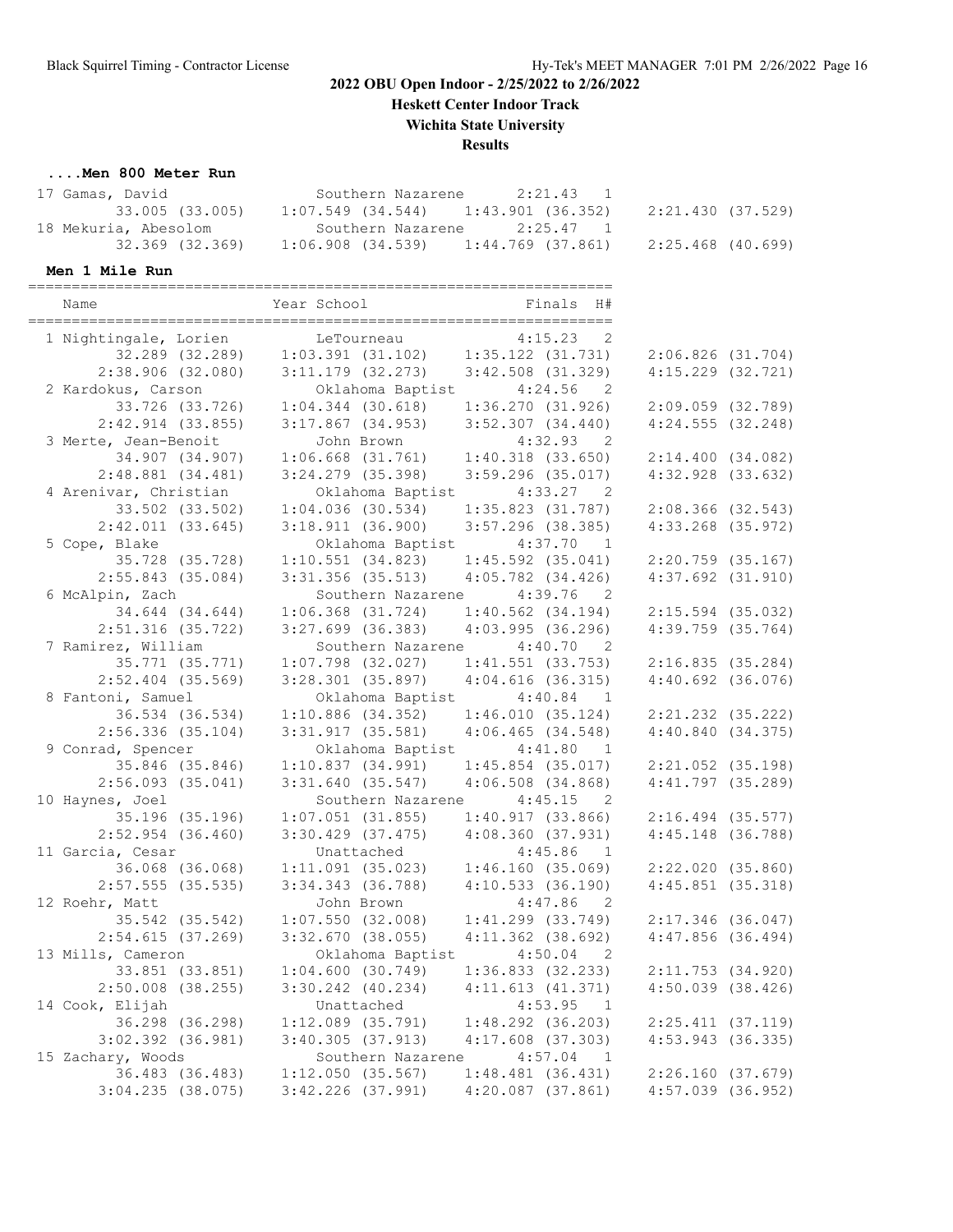## 2022 OBU Open Indoor - 2/25/2022 to 2/26/2022

### Heskett Center Indoor Track

### Wichita State University

### Results

#### ....Men 800 Meter Run

```
 17 Gamas, David                Southern Nazarene      2:21.43   1 
         33.005 (33.005)    1:07.549 (34.544)    1:43.901 (36.352)    2:21.430 (37.529)
 18 Mekuria, Abesolom           Southern Nazarene      2:25.47   1 
         32.369 (32.369)    1:06.908 (34.539)    1:44.769 (37.861)    2:25.468 (40.699)
```

#### Men 1 Mile Run

```
===================================================================
    Name                    Year School                  Finals  H# 
===================================================================
  1 Nightingale, Lorien          LeTourneau             4:15.23   2 
         32.289 (32.289)    1:03.391 (31.102)    1:35.122 (31.731)    2:06.826 (31.704)
       2:38.906 (32.080)    3:11.179 (32.273)    3:42.508 (31.329)    4:15.229 (32.721)
  2 Kardokus, Carson             Oklahoma Baptist       4:24.56   2 
         33.726 (33.726)    1:04.344 (30.618)    1:36.270 (31.926)    2:09.059 (32.789)
       2:42.914 (33.855)    3:17.867 (34.953)    3:52.307 (34.440)    4:24.555 (32.248)
  3 Merte, Jean-Benoit           John Brown             4:32.93   2 
         34.907 (34.907)    1:06.668 (31.761)    1:40.318 (33.650)    2:14.400 (34.082)
       2:48.881 (34.481)    3:24.279 (35.398)    3:59.296 (35.017)    4:32.928 (33.632)
  4 Arenivar, Christian          Oklahoma Baptist       4:33.27   2 
         33.502 (33.502)    1:04.036 (30.534)    1:35.823 (31.787)    2:08.366 (32.543)
       2:42.011 (33.645)    3:18.911 (36.900)    3:57.296 (38.385)    4:33.268 (35.972)
  5 Cope, Blake                  Oklahoma Baptist       4:37.70   1 
         35.728 (35.728)    1:10.551 (34.823)    1:45.592 (35.041)    2:20.759 (35.167)
       2:55.843 (35.084)    3:31.356 (35.513)    4:05.782 (34.426)    4:37.692 (31.910)
  6 McAlpin, Zach                Southern Nazarene      4:39.76   2 
         34.644 (34.644)    1:06.368 (31.724)    1:40.562 (34.194)    2:15.594 (35.032)
       2:51.316 (35.722)    3:27.699 (36.383)    4:03.995 (36.296)    4:39.759 (35.764)
  7 Ramirez, William             Southern Nazarene      4:40.70   2 
         35.771 (35.771)    1:07.798 (32.027)    1:41.551 (33.753)    2:16.835 (35.284)
       2:52.404 (35.569)    3:28.301 (35.897)    4:04.616 (36.315)    4:40.692 (36.076)
  8 Fantoni, Samuel              Oklahoma Baptist       4:40.84   1 
         36.534 (36.534)    1:10.886 (34.352)    1:46.010 (35.124)    2:21.232 (35.222)
       2:56.336 (35.104)    3:31.917 (35.581)    4:06.465 (34.548)    4:40.840 (34.375)
  9 Conrad, Spencer              Oklahoma Baptist       4:41.80   1 
         35.846 (35.846)    1:10.837 (34.991)    1:45.854 (35.017)    2:21.052 (35.198)
       2:56.093 (35.041)    3:31.640 (35.547)    4:06.508 (34.868)    4:41.797 (35.289)
 10 Haynes, Joel                 Southern Nazarene      4:45.15   2 
         35.196 (35.196)    1:07.051 (31.855)    1:40.917 (33.866)    2:16.494 (35.577)
       2:52.954 (36.460)    3:30.429 (37.475)    4:08.360 (37.931)    4:45.148 (36.788)
 11 Garcia, Cesar                Unattached             4:45.86   1 
         36.068 (36.068)    1:11.091 (35.023)    1:46.160 (35.069)    2:22.020 (35.860)
       2:57.555 (35.535)    3:34.343 (36.788)    4:10.533 (36.190)    4:45.851 (35.318)
 12 Roehr, Matt                  John Brown             4:47.86   2 
         35.542 (35.542)    1:07.550 (32.008)    1:41.299 (33.749)    2:17.346 (36.047)
       2:54.615 (37.269)    3:32.670 (38.055)    4:11.362 (38.692)    4:47.856 (36.494)
 13 Mills, Cameron               Oklahoma Baptist       4:50.04   2 
         33.851 (33.851)    1:04.600 (30.749)    1:36.833 (32.233)    2:11.753 (34.920)
       2:50.008 (38.255)    3:30.242 (40.234)    4:11.613 (41.371)    4:50.039 (38.426)
 14 Cook, Elijah                 Unattached             4:53.95   1 
         36.298 (36.298)    1:12.089 (35.791)    1:48.292 (36.203)    2:25.411 (37.119)
       3:02.392 (36.981)    3:40.305 (37.913)    4:17.608 (37.303)    4:53.943 (36.335)
 15 Zachary, Woods               Southern Nazarene      4:57.04   1 
         36.483 (36.483)    1:12.050 (35.567)    1:48.481 (36.431)    2:26.160 (37.679)
       3:04.235 (38.075)    3:42.226 (37.991)    4:20.087 (37.861)    4:57.039 (36.952)
```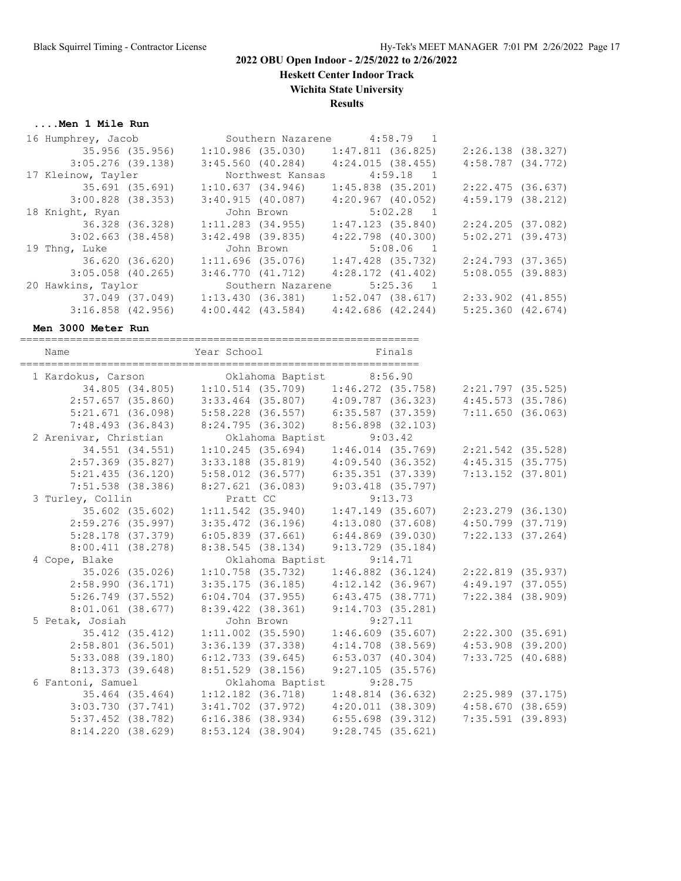# 2022 OBU Open Indoor - 2/25/2022 to 2/26/2022

**Heskett Center Indoor Track**

**Wichita State University**

**Results**

### ....Men 1 Mile Run

```
 16 Humphrey, Jacob            Southern Nazarene     4:58.79  1 
         35.956 (35.956)    1:10.986 (35.030)    1:47.811 (36.825)    2:26.138 (38.327)
       3:05.276 (39.138)    3:45.560 (40.284)    4:24.015 (38.455)    4:58.787 (34.772)
 17 Kleinow, Tayler            Northwest Kansas      4:59.18  1 
         35.691 (35.691)    1:10.637 (34.946)    1:45.838 (35.201)    2:22.475 (36.637)
       3:00.828 (38.353)    3:40.915 (40.087)    4:20.967 (40.052)    4:59.179 (38.212)
 18 Knight, Ryan               John Brown            5:02.28  1 
         36.328 (36.328)    1:11.283 (34.955)    1:47.123 (35.840)    2:24.205 (37.082)
       3:02.663 (38.458)    3:42.498 (39.835)    4:22.798 (40.300)    5:02.271 (39.473)
 19 Thng, Luke                 John Brown            5:08.06  1 
         36.620 (36.620)    1:11.696 (35.076)    1:47.428 (35.732)    2:24.793 (37.365)
       3:05.058 (40.265)    3:46.770 (41.712)    4:28.172 (41.402)    5:08.055 (39.883)
 20 Hawkins, Taylor            Southern Nazarene     5:25.36  1 
         37.049 (37.049)    1:13.430 (36.381)    1:52.047 (38.617)    2:33.902 (41.855)
       3:16.858 (42.956)    4:00.442 (43.584)    4:42.686 (42.244)    5:25.360 (42.674)
```

### Men 3000 Meter Run

```
=================================================================
    Name                    Year School                  Finals  
=================================================================
  1 Kardokus, Carson             Oklahoma Baptist        8:56.90  
         34.805 (34.805)    1:10.514 (35.709)    1:46.272 (35.758)    2:21.797 (35.525)
       2:57.657 (35.860)    3:33.464 (35.807)    4:09.787 (36.323)    4:45.573 (35.786)
       5:21.671 (36.098)    5:58.228 (36.557)    6:35.587 (37.359)    7:11.650 (36.063)
       7:48.493 (36.843)    8:24.795 (36.302)    8:56.898 (32.103)
  2 Arenivar, Christian          Oklahoma Baptist        9:03.42  
         34.551 (34.551)    1:10.245 (35.694)    1:46.014 (35.769)    2:21.542 (35.528)
       2:57.369 (35.827)    3:33.188 (35.819)    4:09.540 (36.352)    4:45.315 (35.775)
       5:21.435 (36.120)    5:58.012 (36.577)    6:35.351 (37.339)    7:13.152 (37.801)
       7:51.538 (38.386)    8:27.621 (36.083)    9:03.418 (35.797)
  3 Turley, Collin               Pratt CC                9:13.73  
         35.602 (35.602)    1:11.542 (35.940)    1:47.149 (35.607)    2:23.279 (36.130)
       2:59.276 (35.997)    3:35.472 (36.196)    4:13.080 (37.608)    4:50.799 (37.719)
       5:28.178 (37.379)    6:05.839 (37.661)    6:44.869 (39.030)    7:22.133 (37.264)
       8:00.411 (38.278)    8:38.545 (38.134)    9:13.729 (35.184)
  4 Cope, Blake                  Oklahoma Baptist        9:14.71  
         35.026 (35.026)    1:10.758 (35.732)    1:46.882 (36.124)    2:22.819 (35.937)
       2:58.990 (36.171)    3:35.175 (36.185)    4:12.142 (36.967)    4:49.197 (37.055)
       5:26.749 (37.552)    6:04.704 (37.955)    6:43.475 (38.771)    7:22.384 (38.909)
       8:01.061 (38.677)    8:39.422 (38.361)    9:14.703 (35.281)
  5 Petak, Josiah                John Brown              9:27.11  
         35.412 (35.412)    1:11.002 (35.590)    1:46.609 (35.607)    2:22.300 (35.691)
       2:58.801 (36.501)    3:36.139 (37.338)    4:14.708 (38.569)    4:53.908 (39.200)
       5:33.088 (39.180)    6:12.733 (39.645)    6:53.037 (40.304)    7:33.725 (40.688)
       8:13.373 (39.648)    8:51.529 (38.156)    9:27.105 (35.576)
  6 Fantoni, Samuel              Oklahoma Baptist        9:28.75  
         35.464 (35.464)    1:12.182 (36.718)    1:48.814 (36.632)    2:25.989 (37.175)
       3:03.730 (37.741)    3:41.702 (37.972)    4:20.011 (38.309)    4:58.670 (38.659)
       5:37.452 (38.782)    6:16.386 (38.934)    6:55.698 (39.312)    7:35.591 (39.893)
       8:14.220 (38.629)    8:53.124 (38.904)    9:28.745 (35.621)
```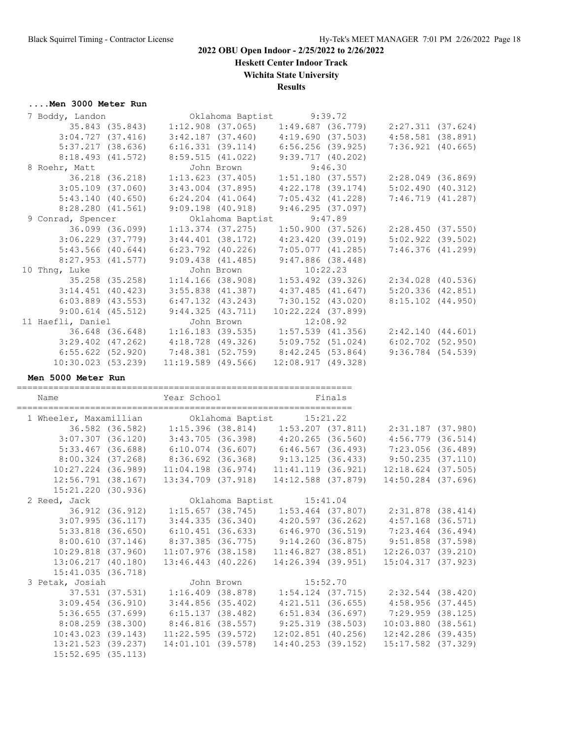**2022 OBU Open Indoor - 2/25/2022 to 2/26/2022**

**Heskett Center Indoor Track**

**Wichita State University**

**Results**

### ....Men 3000 Meter Run

```
  7 Boddy, Landon                 Oklahoma Baptist        9:39.72  
         35.843 (35.843)     1:12.908 (37.065)     1:49.687 (36.779)     2:27.311 (37.624)
       3:04.727 (37.416)     3:42.187 (37.460)     4:19.690 (37.503)     4:58.581 (38.891)
       5:37.217 (38.636)     6:16.331 (39.114)     6:56.256 (39.925)     7:36.921 (40.665)
       8:18.493 (41.572)     8:59.515 (41.022)     9:39.717 (40.202)
  8 Roehr, Matt                   John Brown              9:46.30  
         36.218 (36.218)     1:13.623 (37.405)     1:51.180 (37.557)     2:28.049 (36.869)
       3:05.109 (37.060)     3:43.004 (37.895)     4:22.178 (39.174)     5:02.490 (40.312)
       5:43.140 (40.650)     6:24.204 (41.064)     7:05.432 (41.228)     7:46.719 (41.287)
       8:28.280 (41.561)     9:09.198 (40.918)     9:46.295 (37.097)
  9 Conrad, Spencer               Oklahoma Baptist        9:47.89  
         36.099 (36.099)     1:13.374 (37.275)     1:50.900 (37.526)     2:28.450 (37.550)
       3:06.229 (37.779)     3:44.401 (38.172)     4:23.420 (39.019)     5:02.922 (39.502)
       5:43.566 (40.644)     6:23.792 (40.226)     7:05.077 (41.285)     7:46.376 (41.299)
       8:27.953 (41.577)     9:09.438 (41.485)     9:47.886 (38.448)
 10 Thng, Luke                    John Brown             10:22.23  
         35.258 (35.258)     1:14.166 (38.908)     1:53.492 (39.326)     2:34.028 (40.536)
       3:14.451 (40.423)     3:55.838 (41.387)     4:37.485 (41.647)     5:20.336 (42.851)
       6:03.889 (43.553)     6:47.132 (43.243)     7:30.152 (43.020)     8:15.102 (44.950)
       9:00.614 (45.512)     9:44.325 (43.711)    10:22.224 (37.899)
 11 Haefli, Daniel                John Brown             12:08.92  
         36.648 (36.648)     1:16.183 (39.535)     1:57.539 (41.356)     2:42.140 (44.601)
       3:29.402 (47.262)     4:18.728 (49.326)     5:09.752 (51.024)     6:02.702 (52.950)
       6:55.622 (52.920)     7:48.381 (52.759)     8:42.245 (53.864)     9:36.784 (54.539)
      10:30.023 (53.239)    11:19.589 (49.566)    12:08.917 (49.328)
```

### Men 5000 Meter Run

```
=================================================================
    Name                    Year School                  Finals  
=================================================================
  1 Wheeler, Maxamillian          Oklahoma Baptist       15:21.22  
         36.582 (36.582)     1:15.396 (38.814)     1:53.207 (37.811)     2:31.187 (37.980)
       3:07.307 (36.120)     3:43.705 (36.398)     4:20.265 (36.560)     4:56.779 (36.514)
       5:33.467 (36.688)     6:10.074 (36.607)     6:46.567 (36.493)     7:23.056 (36.489)
       8:00.324 (37.268)     8:36.692 (36.368)     9:13.125 (36.433)     9:50.235 (37.110)
      10:27.224 (36.989)    11:04.198 (36.974)    11:41.119 (36.921)    12:18.624 (37.505)
      12:56.791 (38.167)    13:34.709 (37.918)    14:12.588 (37.879)    14:50.284 (37.696)
      15:21.220 (30.936)
  2 Reed, Jack                    Oklahoma Baptist       15:41.04  
         36.912 (36.912)     1:15.657 (38.745)     1:53.464 (37.807)     2:31.878 (38.414)
       3:07.995 (36.117)     3:44.335 (36.340)     4:20.597 (36.262)     4:57.168 (36.571)
       5:33.818 (36.650)     6:10.451 (36.633)     6:46.970 (36.519)     7:23.464 (36.494)
       8:00.610 (37.146)     8:37.385 (36.775)     9:14.260 (36.875)     9:51.858 (37.598)
      10:29.818 (37.960)    11:07.976 (38.158)    11:46.827 (38.851)    12:26.037 (39.210)
      13:06.217 (40.180)    13:46.443 (40.226)    14:26.394 (39.951)    15:04.317 (37.923)
      15:41.035 (36.718)
  3 Petak, Josiah                 John Brown             15:52.70  
         37.531 (37.531)     1:16.409 (38.878)     1:54.124 (37.715)     2:32.544 (38.420)
       3:09.454 (36.910)     3:44.856 (35.402)     4:21.511 (36.655)     4:58.956 (37.445)
       5:36.655 (37.699)     6:15.137 (38.482)     6:51.834 (36.697)     7:29.959 (38.125)
       8:08.259 (38.300)     8:46.816 (38.557)     9:25.319 (38.503)    10:03.880 (38.561)
      10:43.023 (39.143)    11:22.595 (39.572)    12:02.851 (40.256)    12:42.286 (39.435)
      13:21.523 (39.237)    14:01.101 (39.578)    14:40.253 (39.152)    15:17.582 (37.329)
      15:52.695 (35.113)
```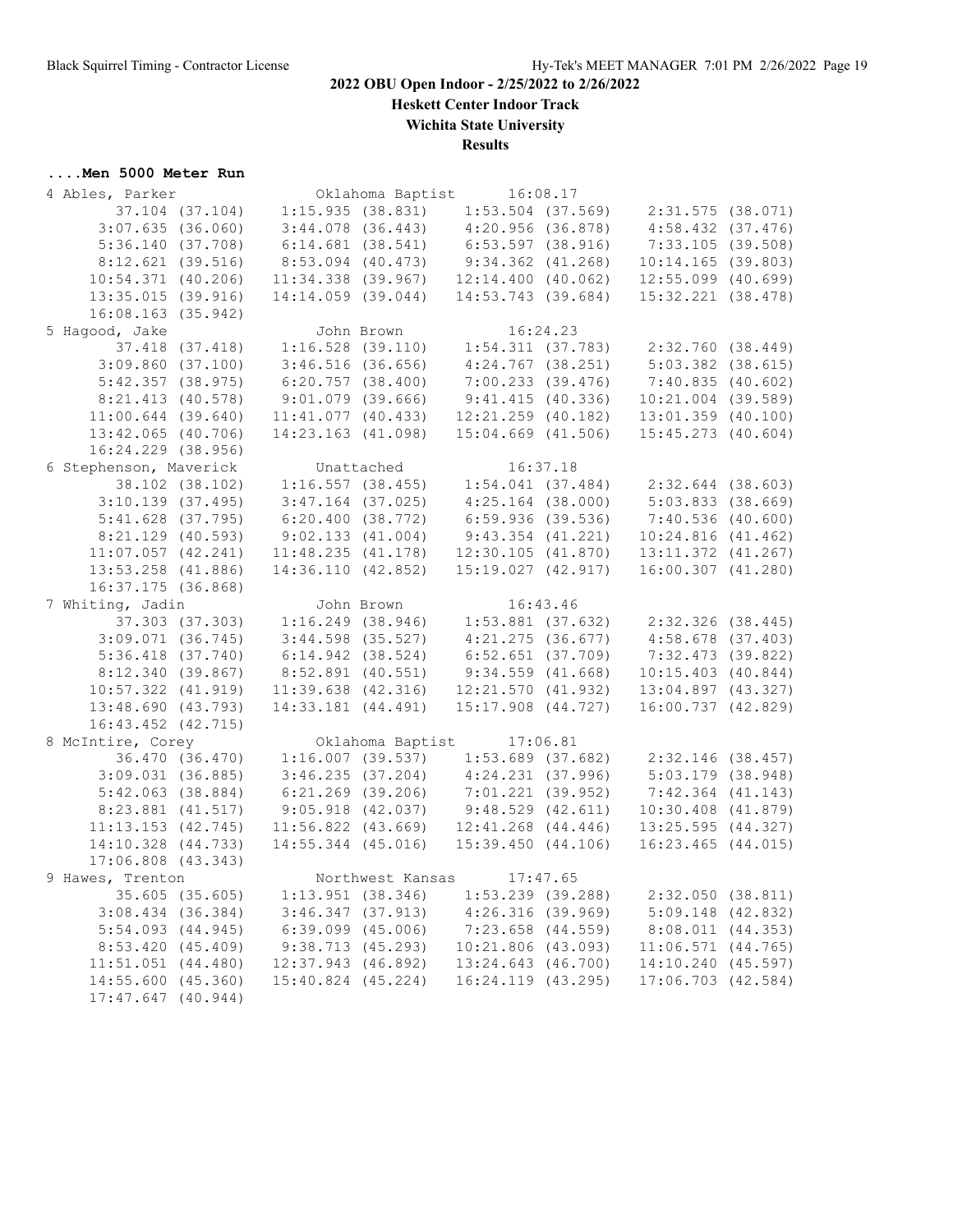## 2022 OBU Open Indoor - 2/25/2022 to 2/26/2022

**Heskett Center Indoor Track**

**Wichita State University**

**Results**

### ....Men 5000 Meter Run

```
4 Ables, Parker               Oklahoma Baptist      16:08.17
        37.104 (37.104)    1:15.935 (38.831)    1:53.504 (37.569)    2:31.575 (38.071)
      3:07.635 (36.060)    3:44.078 (36.443)    4:20.956 (36.878)    4:58.432 (37.476)
      5:36.140 (37.708)    6:14.681 (38.541)    6:53.597 (38.916)    7:33.105 (39.508)
      8:12.621 (39.516)    8:53.094 (40.473)    9:34.362 (41.268)   10:14.165 (39.803)
     10:54.371 (40.206)   11:34.338 (39.967)   12:14.400 (40.062)   12:55.099 (40.699)
     13:35.015 (39.916)   14:14.059 (39.044)   14:53.743 (39.684)   15:32.221 (38.478)
     16:08.163 (35.942)
5 Hagood, Jake                John Brown            16:24.23
        37.418 (37.418)    1:16.528 (39.110)    1:54.311 (37.783)    2:32.760 (38.449)
      3:09.860 (37.100)    3:46.516 (36.656)    4:24.767 (38.251)    5:03.382 (38.615)
      5:42.357 (38.975)    6:20.757 (38.400)    7:00.233 (39.476)    7:40.835 (40.602)
      8:21.413 (40.578)    9:01.079 (39.666)    9:41.415 (40.336)   10:21.004 (39.589)
     11:00.644 (39.640)   11:41.077 (40.433)   12:21.259 (40.182)   13:01.359 (40.100)
     13:42.065 (40.706)   14:23.163 (41.098)   15:04.669 (41.506)   15:45.273 (40.604)
     16:24.229 (38.956)
6 Stephenson, Maverick        Unattached            16:37.18
        38.102 (38.102)    1:16.557 (38.455)    1:54.041 (37.484)    2:32.644 (38.603)
      3:10.139 (37.495)    3:47.164 (37.025)    4:25.164 (38.000)    5:03.833 (38.669)
      5:41.628 (37.795)    6:20.400 (38.772)    6:59.936 (39.536)    7:40.536 (40.600)
      8:21.129 (40.593)    9:02.133 (41.004)    9:43.354 (41.221)   10:24.816 (41.462)
     11:07.057 (42.241)   11:48.235 (41.178)   12:30.105 (41.870)   13:11.372 (41.267)
     13:53.258 (41.886)   14:36.110 (42.852)   15:19.027 (42.917)   16:00.307 (41.280)
     16:37.175 (36.868)
7 Whiting, Jadin              John Brown            16:43.46
        37.303 (37.303)    1:16.249 (38.946)    1:53.881 (37.632)    2:32.326 (38.445)
      3:09.071 (36.745)    3:44.598 (35.527)    4:21.275 (36.677)    4:58.678 (37.403)
      5:36.418 (37.740)    6:14.942 (38.524)    6:52.651 (37.709)    7:32.473 (39.822)
      8:12.340 (39.867)    8:52.891 (40.551)    9:34.559 (41.668)   10:15.403 (40.844)
     10:57.322 (41.919)   11:39.638 (42.316)   12:21.570 (41.932)   13:04.897 (43.327)
     13:48.690 (43.793)   14:33.181 (44.491)   15:17.908 (44.727)   16:00.737 (42.829)
     16:43.452 (42.715)
8 McIntire, Corey             Oklahoma Baptist      17:06.81
        36.470 (36.470)    1:16.007 (39.537)    1:53.689 (37.682)    2:32.146 (38.457)
      3:09.031 (36.885)    3:46.235 (37.204)    4:24.231 (37.996)    5:03.179 (38.948)
      5:42.063 (38.884)    6:21.269 (39.206)    7:01.221 (39.952)    7:42.364 (41.143)
      8:23.881 (41.517)    9:05.918 (42.037)    9:48.529 (42.611)   10:30.408 (41.879)
     11:13.153 (42.745)   11:56.822 (43.669)   12:41.268 (44.446)   13:25.595 (44.327)
     14:10.328 (44.733)   14:55.344 (45.016)   15:39.450 (44.106)   16:23.465 (44.015)
     17:06.808 (43.343)
9 Hawes, Trenton              Northwest Kansas      17:47.65
        35.605 (35.605)    1:13.951 (38.346)    1:53.239 (39.288)    2:32.050 (38.811)
      3:08.434 (36.384)    3:46.347 (37.913)    4:26.316 (39.969)    5:09.148 (42.832)
      5:54.093 (44.945)    6:39.099 (45.006)    7:23.658 (44.559)    8:08.011 (44.353)
      8:53.420 (45.409)    9:38.713 (45.293)   10:21.806 (43.093)   11:06.571 (44.765)
     11:51.051 (44.480)   12:37.943 (46.892)   13:24.643 (46.700)   14:10.240 (45.597)
     14:55.600 (45.360)   15:40.824 (45.224)   16:24.119 (43.295)   17:06.703 (42.584)
     17:47.647 (40.944)
```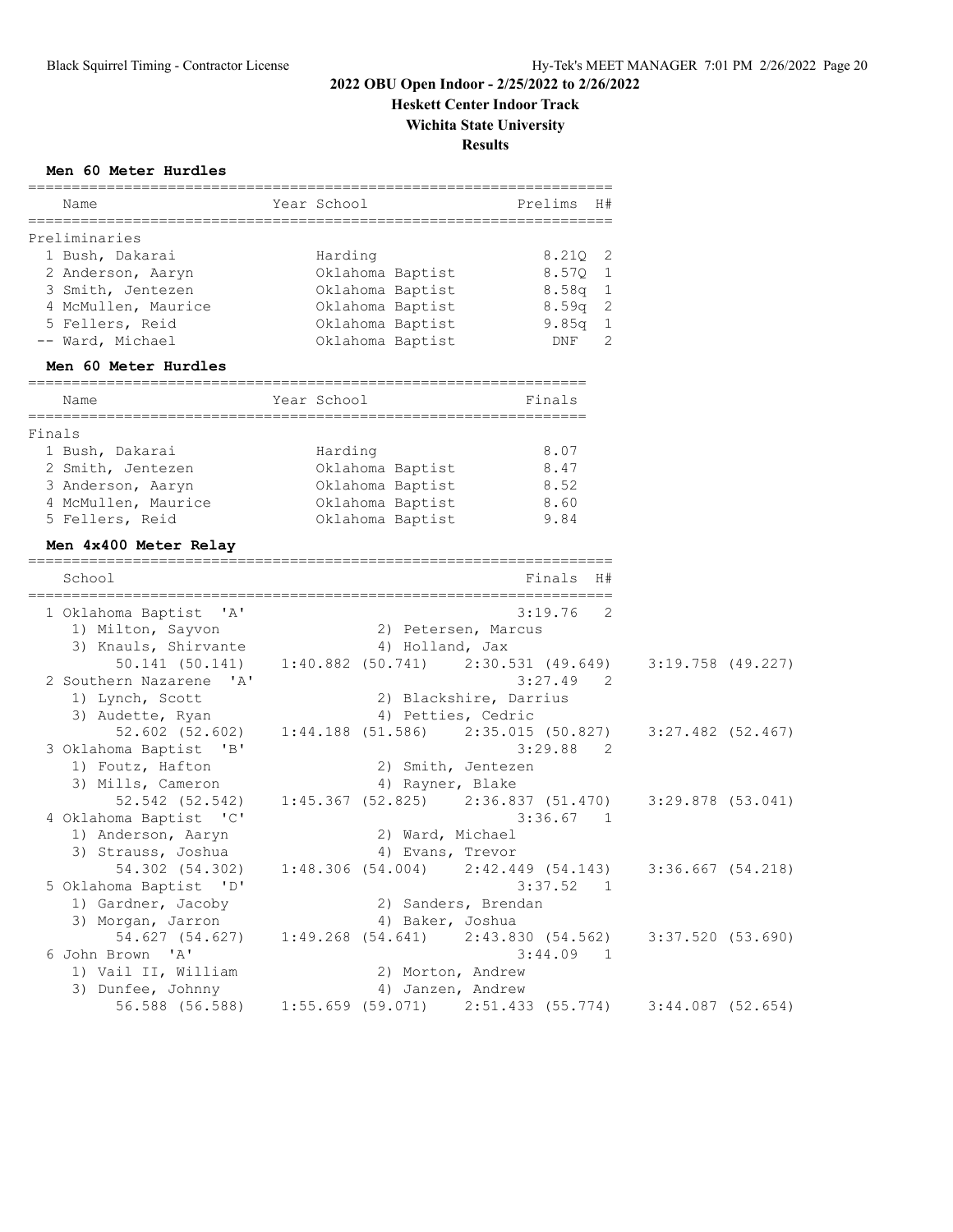## 2022 OBU Open Indoor - 2/25/2022 to 2/26/2022

**Heskett Center Indoor Track**

**Wichita State University**

**Results**

### Men 60 Meter Hurdles

Preliminaries

| | Name | Year | School | Prelims | H# |
|---|---|---|---|---|---|
| 1 | Bush, Dakarai | | Harding | 8.21Q | 2 |
| 2 | Anderson, Aaryn | | Oklahoma Baptist | 8.57Q | 1 |
| 3 | Smith, Jentezen | | Oklahoma Baptist | 8.58q | 1 |
| 4 | McMullen, Maurice | | Oklahoma Baptist | 8.59q | 2 |
| 5 | Fellers, Reid | | Oklahoma Baptist | 9.85q | 1 |
| -- | Ward, Michael | | Oklahoma Baptist | DNF | 2 |

### Men 60 Meter Hurdles

Finals

| | Name | Year | School | Finals |
|---|---|---|---|---|
| 1 | Bush, Dakarai | | Harding | 8.07 |
| 2 | Smith, Jentezen | | Oklahoma Baptist | 8.47 |
| 3 | Anderson, Aaryn | | Oklahoma Baptist | 8.52 |
| 4 | McMullen, Maurice | | Oklahoma Baptist | 8.60 |
| 5 | Fellers, Reid | | Oklahoma Baptist | 9.84 |

### Men 4x400 Meter Relay

```
    School                                               Finals  H#
  1 Oklahoma Baptist  'A'                               3:19.76   2
     1) Milton, Sayvon                2) Petersen, Marcus
     3) Knauls, Shirvante             4) Holland, Jax
          50.141 (50.141)    1:40.882 (50.741)    2:30.531 (49.649)    3:19.758 (49.227)
  2 Southern Nazarene  'A'                              3:27.49   2
     1) Lynch, Scott                  2) Blackshire, Darrius
     3) Audette, Ryan                 4) Petties, Cedric
          52.602 (52.602)    1:44.188 (51.586)    2:35.015 (50.827)    3:27.482 (52.467)
  3 Oklahoma Baptist  'B'                               3:29.88   2
     1) Foutz, Hafton                 2) Smith, Jentezen
     3) Mills, Cameron                4) Rayner, Blake
          52.542 (52.542)    1:45.367 (52.825)    2:36.837 (51.470)    3:29.878 (53.041)
  4 Oklahoma Baptist  'C'                               3:36.67   1
     1) Anderson, Aaryn               2) Ward, Michael
     3) Strauss, Joshua               4) Evans, Trevor
          54.302 (54.302)    1:48.306 (54.004)    2:42.449 (54.143)    3:36.667 (54.218)
  5 Oklahoma Baptist  'D'                               3:37.52   1
     1) Gardner, Jacoby               2) Sanders, Brendan
     3) Morgan, Jarron                4) Baker, Joshua
          54.627 (54.627)    1:49.268 (54.641)    2:43.830 (54.562)    3:37.520 (53.690)
  6 John Brown  'A'                                     3:44.09   1
     1) Vail II, William              2) Morton, Andrew
     3) Dunfee, Johnny                4) Janzen, Andrew
          56.588 (56.588)    1:55.659 (59.071)    2:51.433 (55.774)    3:44.087 (52.654)
```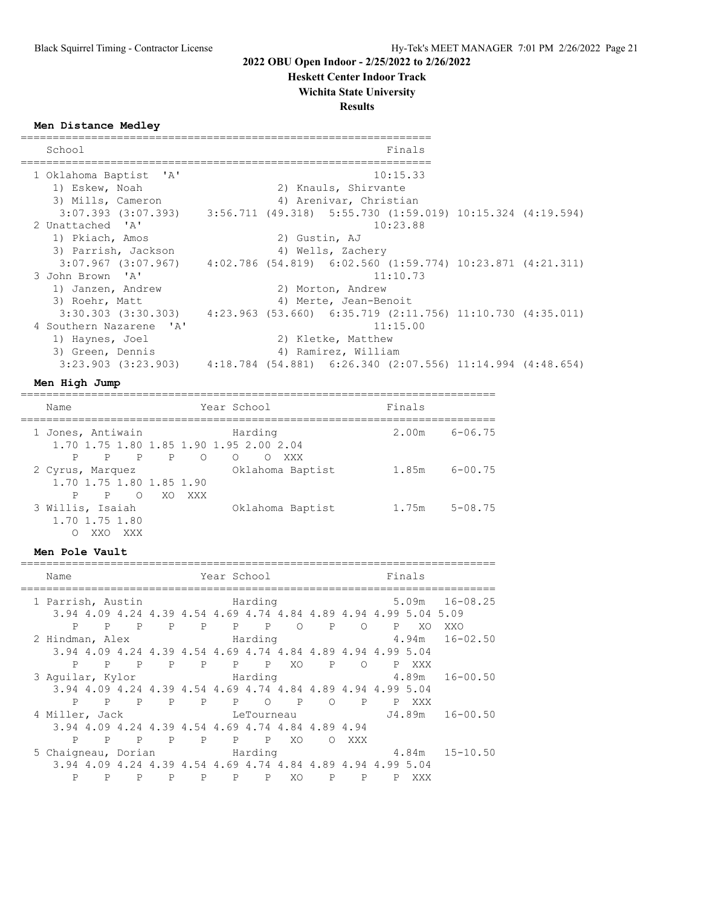# 2022 OBU Open Indoor - 2/25/2022 to 2/26/2022

**Heskett Center Indoor Track**

**Wichita State University**

**Results**

### Men Distance Medley

```
===============================================================
   School                                                Finals
===============================================================
  1 Oklahoma Baptist  'A'                              10:15.33
     1) Eskew, Noah                    2) Knauls, Shirvante
     3) Mills, Cameron                 4) Arenivar, Christian
      3:07.393 (3:07.393)    3:56.711 (49.318)  5:55.730 (1:59.019) 10:15.324 (4:19.594)
  2 Unattached  'A'                                    10:23.88
     1) Pkiach, Amos                   2) Gustin, AJ
     3) Parrish, Jackson               4) Wells, Zachery
      3:07.967 (3:07.967)    4:02.786 (54.819)  6:02.560 (1:59.774) 10:23.871 (4:21.311)
  3 John Brown  'A'                                    11:10.73
     1) Janzen, Andrew                 2) Morton, Andrew
     3) Roehr, Matt                    4) Merte, Jean-Benoit
      3:30.303 (3:30.303)    4:23.963 (53.660)  6:35.719 (2:11.756) 11:10.730 (4:35.011)
  4 Southern Nazarene  'A'                             11:15.00
     1) Haynes, Joel                   2) Kletke, Matthew
     3) Green, Dennis                  4) Ramirez, William
      3:23.903 (3:23.903)    4:18.784 (54.881)  6:26.340 (2:07.556) 11:14.994 (4:48.654)
```

### Men High Jump

```
=========================================================================
    Name                    Year School                  Finals
=========================================================================
  1 Jones, Antiwain              Harding                  2.00m    6-06.75
     1.70 1.75 1.80 1.85 1.90 1.95 2.00 2.04
        P    P    P    P    O    O    O  XXX
  2 Cyrus, Marquez               Oklahoma Baptist         1.85m    6-00.75
     1.70 1.75 1.80 1.85 1.90
        P    P    O   XO  XXX
  3 Willis, Isaiah               Oklahoma Baptist         1.75m    5-08.75
     1.70 1.75 1.80
        O  XXO  XXX
```

### Men Pole Vault

```
=========================================================================
    Name                    Year School                  Finals
=========================================================================
  1 Parrish, Austin              Harding                  5.09m   16-08.25
     3.94 4.09 4.24 4.39 4.54 4.69 4.74 4.84 4.89 4.94 4.99 5.04 5.09
        P    P    P    P    P    P    P    O    P    O    P   XO  XXO
  2 Hindman, Alex                Harding                  4.94m   16-02.50
     3.94 4.09 4.24 4.39 4.54 4.69 4.74 4.84 4.89 4.94 4.99 5.04
        P    P    P    P    P    P    P   XO    P    O    P  XXX
  3 Aguilar, Kylor               Harding                  4.89m   16-00.50
     3.94 4.09 4.24 4.39 4.54 4.69 4.74 4.84 4.89 4.94 4.99 5.04
        P    P    P    P    P    P    O    P    O    P    P  XXX
  4 Miller, Jack                 LeTourneau              J4.89m   16-00.50
     3.94 4.09 4.24 4.39 4.54 4.69 4.74 4.84 4.89 4.94
        P    P    P    P    P    P    P   XO    O  XXX
  5 Chaigneau, Dorian            Harding                  4.84m   15-10.50
     3.94 4.09 4.24 4.39 4.54 4.69 4.74 4.84 4.89 4.94 4.99 5.04
        P    P    P    P    P    P    P   XO    P    P    P  XXX
```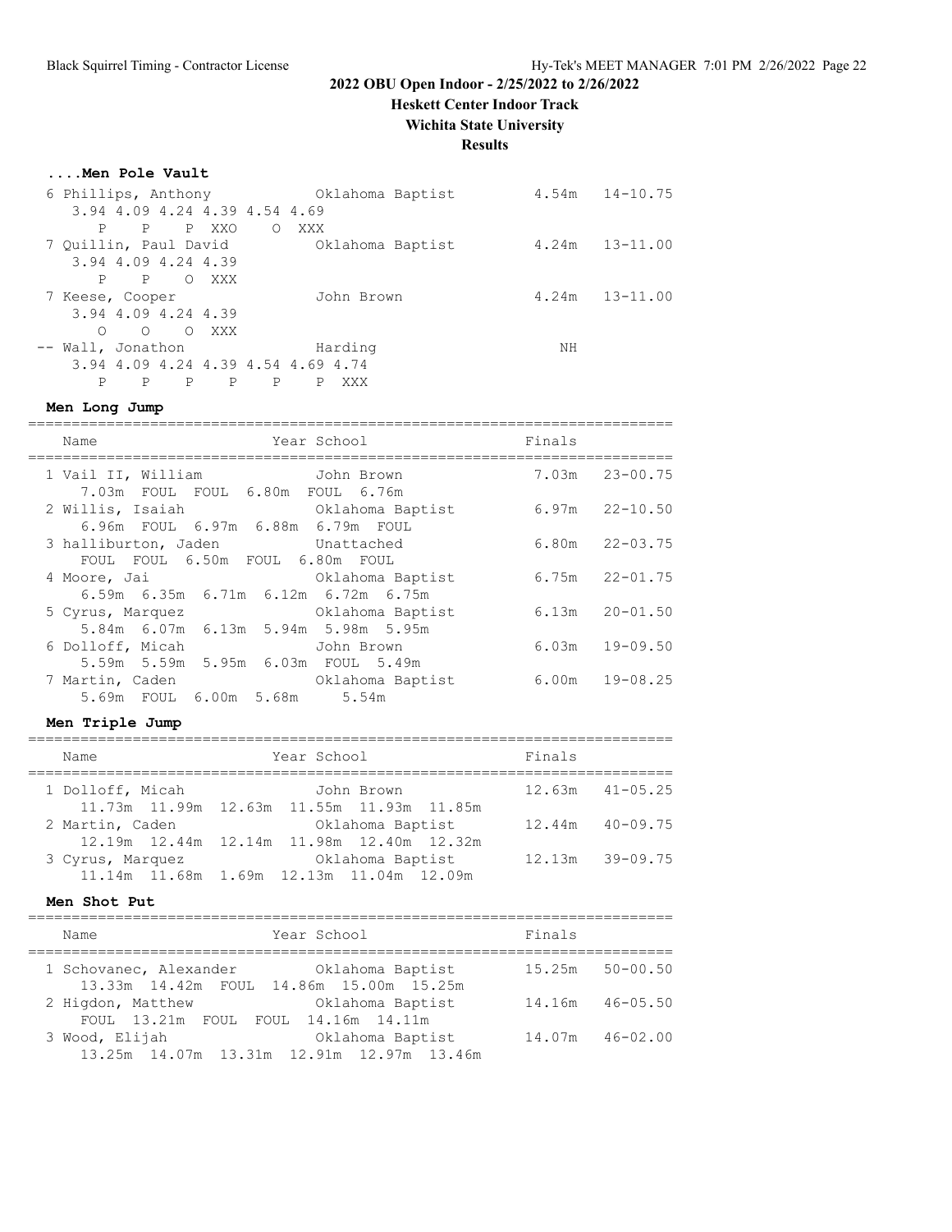# 2022 OBU Open Indoor - 2/25/2022 to 2/26/2022

## Heskett Center Indoor Track

## Wichita State University

## Results

### ....Men Pole Vault

```
  6 Phillips, Anthony            Oklahoma Baptist          4.54m  14-10.75
     3.94 4.09 4.24 4.39 4.54 4.69
        P    P    P  XXO    O  XXX
  7 Quillin, Paul David          Oklahoma Baptist          4.24m  13-11.00
     3.94 4.09 4.24 4.39
        P    P    O  XXX
  7 Keese, Cooper                John Brown                4.24m  13-11.00
     3.94 4.09 4.24 4.39
        O    O    O  XXX
 -- Wall, Jonathon               Harding                      NH
     3.94 4.09 4.24 4.39 4.54 4.69 4.74
        P    P    P    P    P    P  XXX
```

### Men Long Jump

| Name | Year School | Finals | |
|---|---|---|---|
| 1 Vail II, William | John Brown | 7.03m | 23-00.75 |
| 7.03m FOUL FOUL 6.80m FOUL 6.76m | | | |
| 2 Willis, Isaiah | Oklahoma Baptist | 6.97m | 22-10.50 |
| 6.96m FOUL 6.97m 6.88m 6.79m FOUL | | | |
| 3 halliburton, Jaden | Unattached | 6.80m | 22-03.75 |
| FOUL FOUL 6.50m FOUL 6.80m FOUL | | | |
| 4 Moore, Jai | Oklahoma Baptist | 6.75m | 22-01.75 |
| 6.59m 6.35m 6.71m 6.12m 6.72m 6.75m | | | |
| 5 Cyrus, Marquez | Oklahoma Baptist | 6.13m | 20-01.50 |
| 5.84m 6.07m 6.13m 5.94m 5.98m 5.95m | | | |
| 6 Dolloff, Micah | John Brown | 6.03m | 19-09.50 |
| 5.59m 5.59m 5.95m 6.03m FOUL 5.49m | | | |
| 7 Martin, Caden | Oklahoma Baptist | 6.00m | 19-08.25 |
| 5.69m FOUL 6.00m 5.68m 5.54m | | | |

### Men Triple Jump

| Name | Year School | Finals | |
|---|---|---|---|
| 1 Dolloff, Micah | John Brown | 12.63m | 41-05.25 |
| 11.73m 11.99m 12.63m 11.55m 11.93m 11.85m | | | |
| 2 Martin, Caden | Oklahoma Baptist | 12.44m | 40-09.75 |
| 12.19m 12.44m 12.14m 11.98m 12.40m 12.32m | | | |
| 3 Cyrus, Marquez | Oklahoma Baptist | 12.13m | 39-09.75 |
| 11.14m 11.68m 1.69m 12.13m 11.04m 12.09m | | | |

### Men Shot Put

| Name | Year School | Finals | |
|---|---|---|---|
| 1 Schovanec, Alexander | Oklahoma Baptist | 15.25m | 50-00.50 |
| 13.33m 14.42m FOUL 14.86m 15.00m 15.25m | | | |
| 2 Higdon, Matthew | Oklahoma Baptist | 14.16m | 46-05.50 |
| FOUL 13.21m FOUL FOUL 14.16m 14.11m | | | |
| 3 Wood, Elijah | Oklahoma Baptist | 14.07m | 46-02.00 |
| 13.25m 14.07m 13.31m 12.91m 12.97m 13.46m | | | |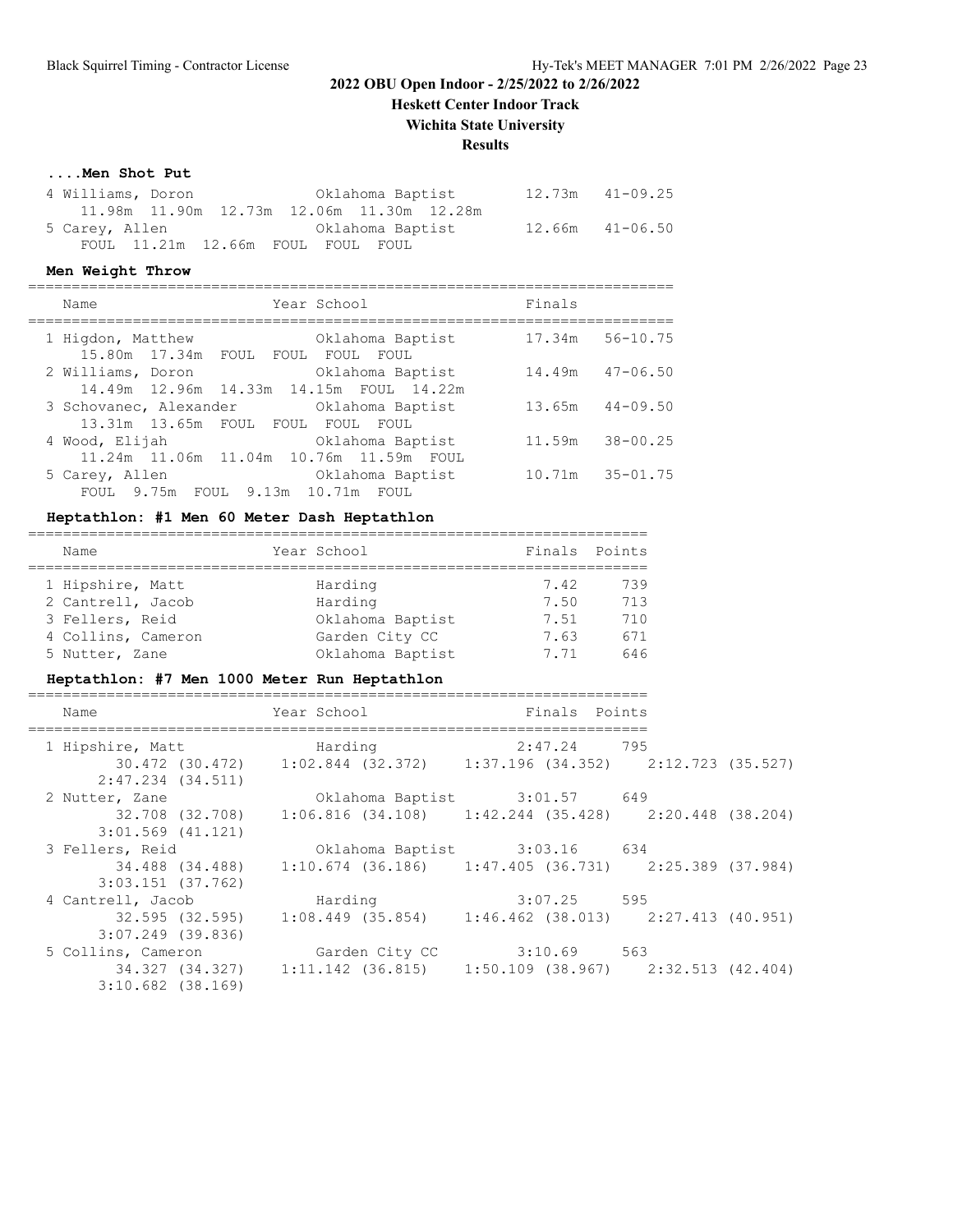## ....Men Shot Put

| Name | Year | School | Finals | |
|---|---|---|---|---|
| 4 Williams, Doron | | Oklahoma Baptist | 12.73m | 41-09.25 |
| 11.98m 11.90m 12.73m 12.06m 11.30m 12.28m | | | | |
| 5 Carey, Allen | | Oklahoma Baptist | 12.66m | 41-06.50 |
| FOUL 11.21m 12.66m FOUL FOUL FOUL | | | | |

## Men Weight Throw

| Name | Year | School | Finals | |
|---|---|---|---|---|
| 1 Higdon, Matthew | | Oklahoma Baptist | 17.34m | 56-10.75 |
| 15.80m 17.34m FOUL FOUL FOUL FOUL | | | | |
| 2 Williams, Doron | | Oklahoma Baptist | 14.49m | 47-06.50 |
| 14.49m 12.96m 14.33m 14.15m FOUL 14.22m | | | | |
| 3 Schovanec, Alexander | | Oklahoma Baptist | 13.65m | 44-09.50 |
| 13.31m 13.65m FOUL FOUL FOUL FOUL | | | | |
| 4 Wood, Elijah | | Oklahoma Baptist | 11.59m | 38-00.25 |
| 11.24m 11.06m 11.04m 10.76m 11.59m FOUL | | | | |
| 5 Carey, Allen | | Oklahoma Baptist | 10.71m | 35-01.75 |
| FOUL 9.75m FOUL 9.13m 10.71m FOUL | | | | |

## Heptathlon: #1 Men 60 Meter Dash Heptathlon

| Name | Year | School | Finals | Points |
|---|---|---|---|---|
| 1 Hipshire, Matt | | Harding | 7.42 | 739 |
| 2 Cantrell, Jacob | | Harding | 7.50 | 713 |
| 3 Fellers, Reid | | Oklahoma Baptist | 7.51 | 710 |
| 4 Collins, Cameron | | Garden City CC | 7.63 | 671 |
| 5 Nutter, Zane | | Oklahoma Baptist | 7.71 | 646 |

## Heptathlon: #7 Men 1000 Meter Run Heptathlon

| Name | Year | School | Finals | Points |
|---|---|---|---|---|
| 1 Hipshire, Matt | | Harding | 2:47.24 | 795 |
| 30.472 (30.472) 1:02.844 (32.372) 1:37.196 (34.352) 2:12.723 (35.527) 2:47.234 (34.511) | | | | |
| 2 Nutter, Zane | | Oklahoma Baptist | 3:01.57 | 649 |
| 32.708 (32.708) 1:06.816 (34.108) 1:42.244 (35.428) 2:20.448 (38.204) 3:01.569 (41.121) | | | | |
| 3 Fellers, Reid | | Oklahoma Baptist | 3:03.16 | 634 |
| 34.488 (34.488) 1:10.674 (36.186) 1:47.405 (36.731) 2:25.389 (37.984) 3:03.151 (37.762) | | | | |
| 4 Cantrell, Jacob | | Harding | 3:07.25 | 595 |
| 32.595 (32.595) 1:08.449 (35.854) 1:46.462 (38.013) 2:27.413 (40.951) 3:07.249 (39.836) | | | | |
| 5 Collins, Cameron | | Garden City CC | 3:10.69 | 563 |
| 34.327 (34.327) 1:11.142 (36.815) 1:50.109 (38.967) 2:32.513 (42.404) 3:10.682 (38.169) | | | | |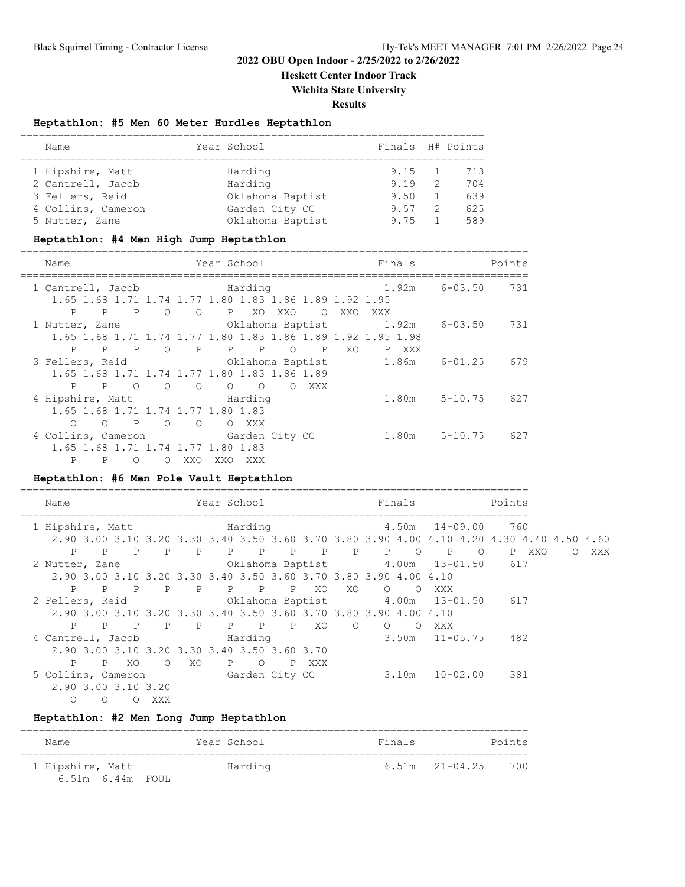## 2022 OBU Open Indoor - 2/25/2022 to 2/26/2022

**Heskett Center Indoor Track**

**Wichita State University**

**Results**

### Heptathlon: #5 Men 60 Meter Hurdles Heptathlon

| Name | Year | School | Finals | H# | Points |
|---|---|---|---|---|---|
| 1 Hipshire, Matt | | Harding | 9.15 | 1 | 713 |
| 2 Cantrell, Jacob | | Harding | 9.19 | 2 | 704 |
| 3 Fellers, Reid | | Oklahoma Baptist | 9.50 | 1 | 639 |
| 4 Collins, Cameron | | Garden City CC | 9.57 | 2 | 625 |
| 5 Nutter, Zane | | Oklahoma Baptist | 9.75 | 1 | 589 |

### Heptathlon: #4 Men High Jump Heptathlon

```
Name                    Year School                  Finals                Points
=================================================================================
1 Cantrell, Jacob            Harding                  1.92m    6-03.50    731
   1.65 1.68 1.71 1.74 1.77 1.80 1.83 1.86 1.89 1.92 1.95
      P    P    P    O    O    P   XO  XXO    O  XXO  XXX
1 Nutter, Zane               Oklahoma Baptist         1.92m    6-03.50    731
   1.65 1.68 1.71 1.74 1.77 1.80 1.83 1.86 1.89 1.92 1.95 1.98
      P    P    P    O    P    P    P    O    P   XO    P  XXX
3 Fellers, Reid              Oklahoma Baptist         1.86m    6-01.25    679
   1.65 1.68 1.71 1.74 1.77 1.80 1.83 1.86 1.89
      P    P    O    O    O    O    O    O  XXX
4 Hipshire, Matt             Harding                  1.80m    5-10.75    627
   1.65 1.68 1.71 1.74 1.77 1.80 1.83
      O    O    P    O    O    O  XXX
4 Collins, Cameron           Garden City CC           1.80m    5-10.75    627
   1.65 1.68 1.71 1.74 1.77 1.80 1.83
      P    P    O    O  XXO  XXO  XXX
```

### Heptathlon: #6 Men Pole Vault Heptathlon

```
Name                    Year School                  Finals                Points
=================================================================================
1 Hipshire, Matt             Harding                  4.50m   14-09.00    760
   2.90 3.00 3.10 3.20 3.30 3.40 3.50 3.60 3.70 3.80 3.90 4.00 4.10 4.20 4.30 4.40 4.50 4.60
      P    P    P    P    P    P    P    P    P    P    P    O    P    O    P  XXO    O  XXX
2 Nutter, Zane               Oklahoma Baptist         4.00m   13-01.50    617
   2.90 3.00 3.10 3.20 3.30 3.40 3.50 3.60 3.70 3.80 3.90 4.00 4.10
      P    P    P    P    P    P    P    P   XO   XO    O    O  XXX
2 Fellers, Reid              Oklahoma Baptist         4.00m   13-01.50    617
   2.90 3.00 3.10 3.20 3.30 3.40 3.50 3.60 3.70 3.80 3.90 4.00 4.10
      P    P    P    P    P    P    P    P   XO    O    O    O  XXX
4 Cantrell, Jacob            Harding                  3.50m   11-05.75    482
   2.90 3.00 3.10 3.20 3.30 3.40 3.50 3.60 3.70
      P    P   XO    O   XO    P    O    P  XXX
5 Collins, Cameron           Garden City CC           3.10m   10-02.00    381
   2.90 3.00 3.10 3.20
      O    O    O  XXX
```

### Heptathlon: #2 Men Long Jump Heptathlon

```
Name                    Year School                  Finals                Points
=================================================================================
1 Hipshire, Matt             Harding                  6.51m   21-04.25    700
     6.51m  6.44m  FOUL
```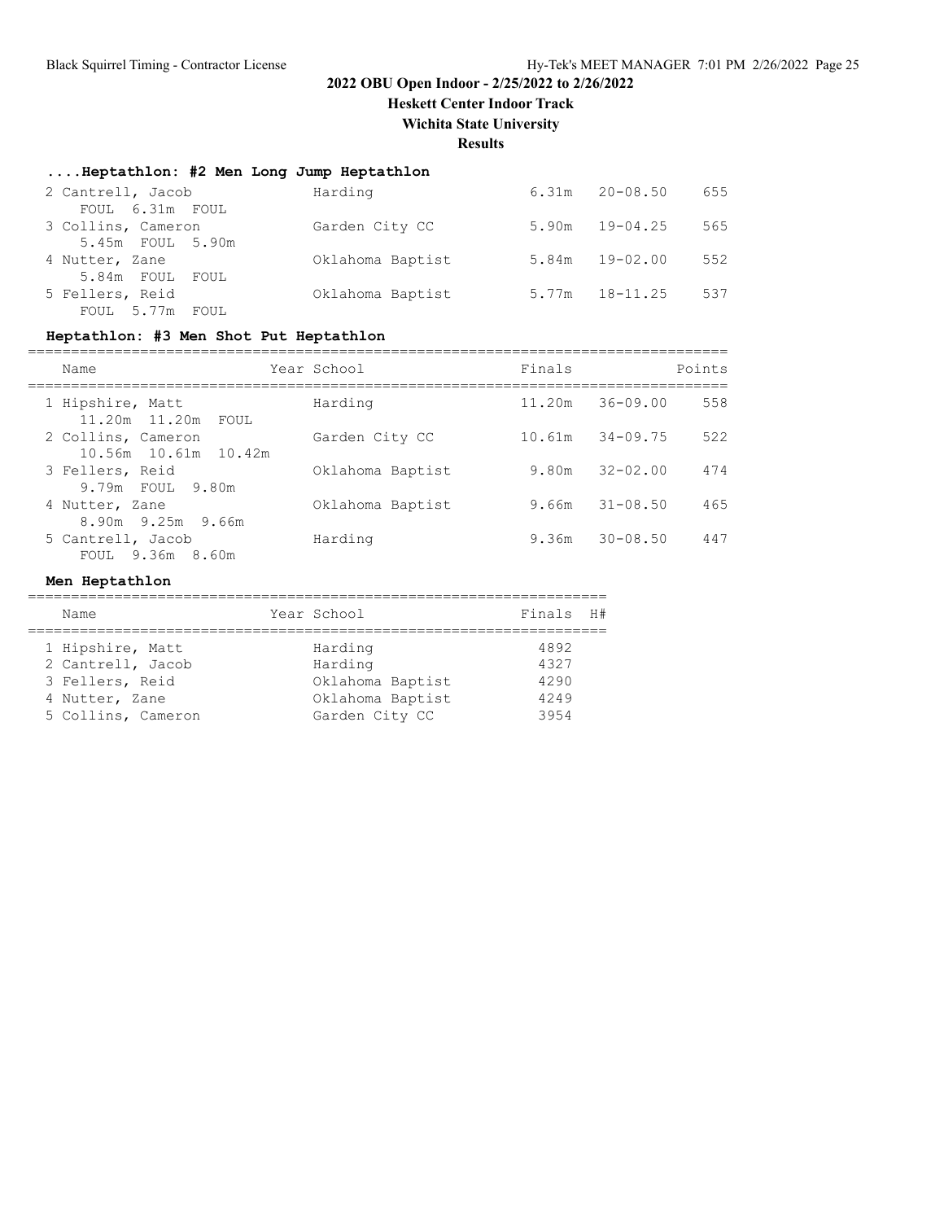## ....Heptathlon: #2 Men Long Jump Heptathlon

| | | | | |
|---|---|---|---|---|
| 2 Cantrell, Jacob | Harding | 6.31m | 20-08.50 | 655 |
| FOUL 6.31m FOUL | | | | |
| 3 Collins, Cameron | Garden City CC | 5.90m | 19-04.25 | 565 |
| 5.45m FOUL 5.90m | | | | |
| 4 Nutter, Zane | Oklahoma Baptist | 5.84m | 19-02.00 | 552 |
| 5.84m FOUL FOUL | | | | |
| 5 Fellers, Reid | Oklahoma Baptist | 5.77m | 18-11.25 | 537 |
| FOUL 5.77m FOUL | | | | |

## Heptathlon: #3 Men Shot Put Heptathlon

| Name | Year School | Finals | | Points |
|---|---|---|---|---|
| 1 Hipshire, Matt | Harding | 11.20m | 36-09.00 | 558 |
| 11.20m 11.20m FOUL | | | | |
| 2 Collins, Cameron | Garden City CC | 10.61m | 34-09.75 | 522 |
| 10.56m 10.61m 10.42m | | | | |
| 3 Fellers, Reid | Oklahoma Baptist | 9.80m | 32-02.00 | 474 |
| 9.79m FOUL 9.80m | | | | |
| 4 Nutter, Zane | Oklahoma Baptist | 9.66m | 31-08.50 | 465 |
| 8.90m 9.25m 9.66m | | | | |
| 5 Cantrell, Jacob | Harding | 9.36m | 30-08.50 | 447 |
| FOUL 9.36m 8.60m | | | | |

## Men Heptathlon

| Name | Year School | Finals | H# |
|---|---|---|---|
| 1 Hipshire, Matt | Harding | 4892 | |
| 2 Cantrell, Jacob | Harding | 4327 | |
| 3 Fellers, Reid | Oklahoma Baptist | 4290 | |
| 4 Nutter, Zane | Oklahoma Baptist | 4249 | |
| 5 Collins, Cameron | Garden City CC | 3954 | |